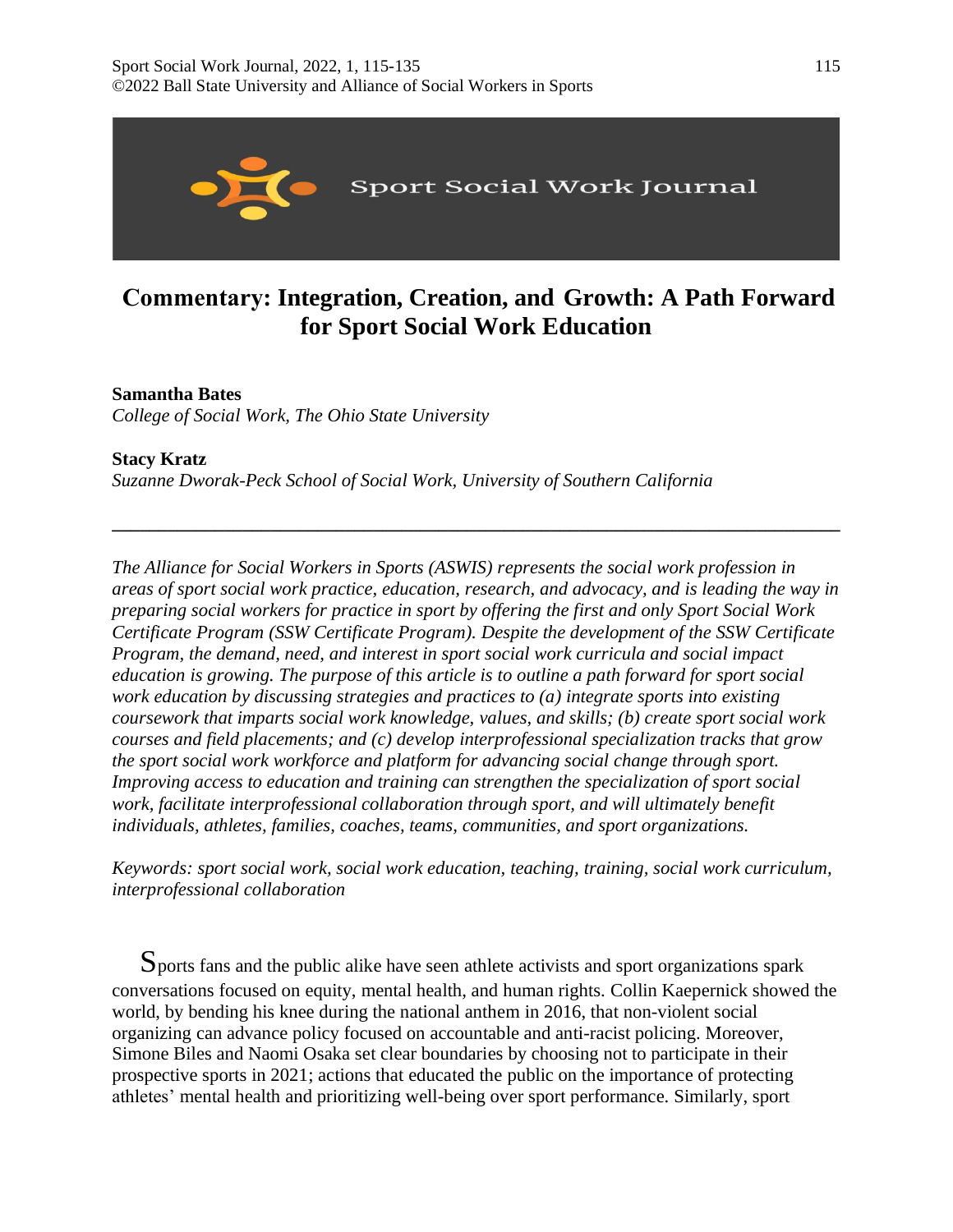# Commentary: Integration, Creation, and Growth: A Path Forward for Sport Social Work Education

**Samantha Bates**
*College of Social Work, The Ohio State University*

**Stacy Kratz**
*Suzanne Dworak-Peck School of Social Work, University of Southern California*

---

*The Alliance for Social Workers in Sports (ASWIS) represents the social work profession in areas of sport social work practice, education, research, and advocacy, and is leading the way in preparing social workers for practice in sport by offering the first and only Sport Social Work Certificate Program (SSW Certificate Program). Despite the development of the SSW Certificate Program, the demand, need, and interest in sport social work curricula and social impact education is growing. The purpose of this article is to outline a path forward for sport social work education by discussing strategies and practices to (a) integrate sports into existing coursework that imparts social work knowledge, values, and skills; (b) create sport social work courses and field placements; and (c) develop interprofessional specialization tracks that grow the sport social work workforce and platform for advancing social change through sport. Improving access to education and training can strengthen the specialization of sport social work, facilitate interprofessional collaboration through sport, and will ultimately benefit individuals, athletes, families, coaches, teams, communities, and sport organizations.*

*Keywords: sport social work, social work education, teaching, training, social work curriculum, interprofessional collaboration*

Sports fans and the public alike have seen athlete activists and sport organizations spark conversations focused on equity, mental health, and human rights. Collin Kaepernick showed the world, by bending his knee during the national anthem in 2016, that non-violent social organizing can advance policy focused on accountable and anti-racist policing. Moreover, Simone Biles and Naomi Osaka set clear boundaries by choosing not to participate in their prospective sports in 2021; actions that educated the public on the importance of protecting athletes' mental health and prioritizing well-being over sport performance. Similarly, sport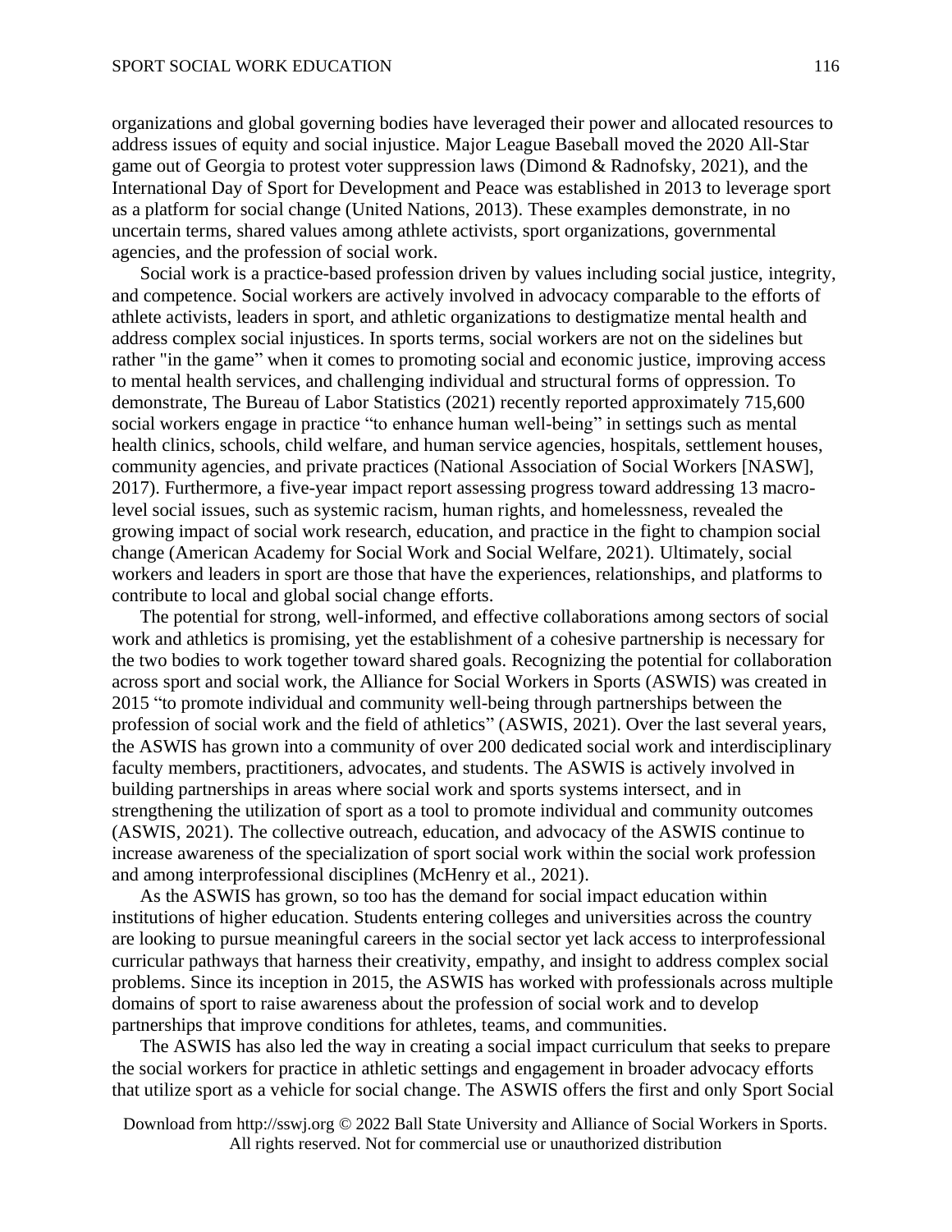organizations and global governing bodies have leveraged their power and allocated resources to address issues of equity and social injustice. Major League Baseball moved the 2020 All-Star game out of Georgia to protest voter suppression laws (Dimond & Radnofsky, 2021), and the International Day of Sport for Development and Peace was established in 2013 to leverage sport as a platform for social change (United Nations, 2013). These examples demonstrate, in no uncertain terms, shared values among athlete activists, sport organizations, governmental agencies, and the profession of social work.

Social work is a practice-based profession driven by values including social justice, integrity, and competence. Social workers are actively involved in advocacy comparable to the efforts of athlete activists, leaders in sport, and athletic organizations to destigmatize mental health and address complex social injustices. In sports terms, social workers are not on the sidelines but rather "in the game" when it comes to promoting social and economic justice, improving access to mental health services, and challenging individual and structural forms of oppression. To demonstrate, The Bureau of Labor Statistics (2021) recently reported approximately 715,600 social workers engage in practice "to enhance human well-being" in settings such as mental health clinics, schools, child welfare, and human service agencies, hospitals, settlement houses, community agencies, and private practices (National Association of Social Workers [NASW], 2017). Furthermore, a five-year impact report assessing progress toward addressing 13 macro-level social issues, such as systemic racism, human rights, and homelessness, revealed the growing impact of social work research, education, and practice in the fight to champion social change (American Academy for Social Work and Social Welfare, 2021). Ultimately, social workers and leaders in sport are those that have the experiences, relationships, and platforms to contribute to local and global social change efforts.

The potential for strong, well-informed, and effective collaborations among sectors of social work and athletics is promising, yet the establishment of a cohesive partnership is necessary for the two bodies to work together toward shared goals. Recognizing the potential for collaboration across sport and social work, the Alliance for Social Workers in Sports (ASWIS) was created in 2015 "to promote individual and community well-being through partnerships between the profession of social work and the field of athletics" (ASWIS, 2021). Over the last several years, the ASWIS has grown into a community of over 200 dedicated social work and interdisciplinary faculty members, practitioners, advocates, and students. The ASWIS is actively involved in building partnerships in areas where social work and sports systems intersect, and in strengthening the utilization of sport as a tool to promote individual and community outcomes (ASWIS, 2021). The collective outreach, education, and advocacy of the ASWIS continue to increase awareness of the specialization of sport social work within the social work profession and among interprofessional disciplines (McHenry et al., 2021).

As the ASWIS has grown, so too has the demand for social impact education within institutions of higher education. Students entering colleges and universities across the country are looking to pursue meaningful careers in the social sector yet lack access to interprofessional curricular pathways that harness their creativity, empathy, and insight to address complex social problems. Since its inception in 2015, the ASWIS has worked with professionals across multiple domains of sport to raise awareness about the profession of social work and to develop partnerships that improve conditions for athletes, teams, and communities.

The ASWIS has also led the way in creating a social impact curriculum that seeks to prepare the social workers for practice in athletic settings and engagement in broader advocacy efforts that utilize sport as a vehicle for social change. The ASWIS offers the first and only Sport Social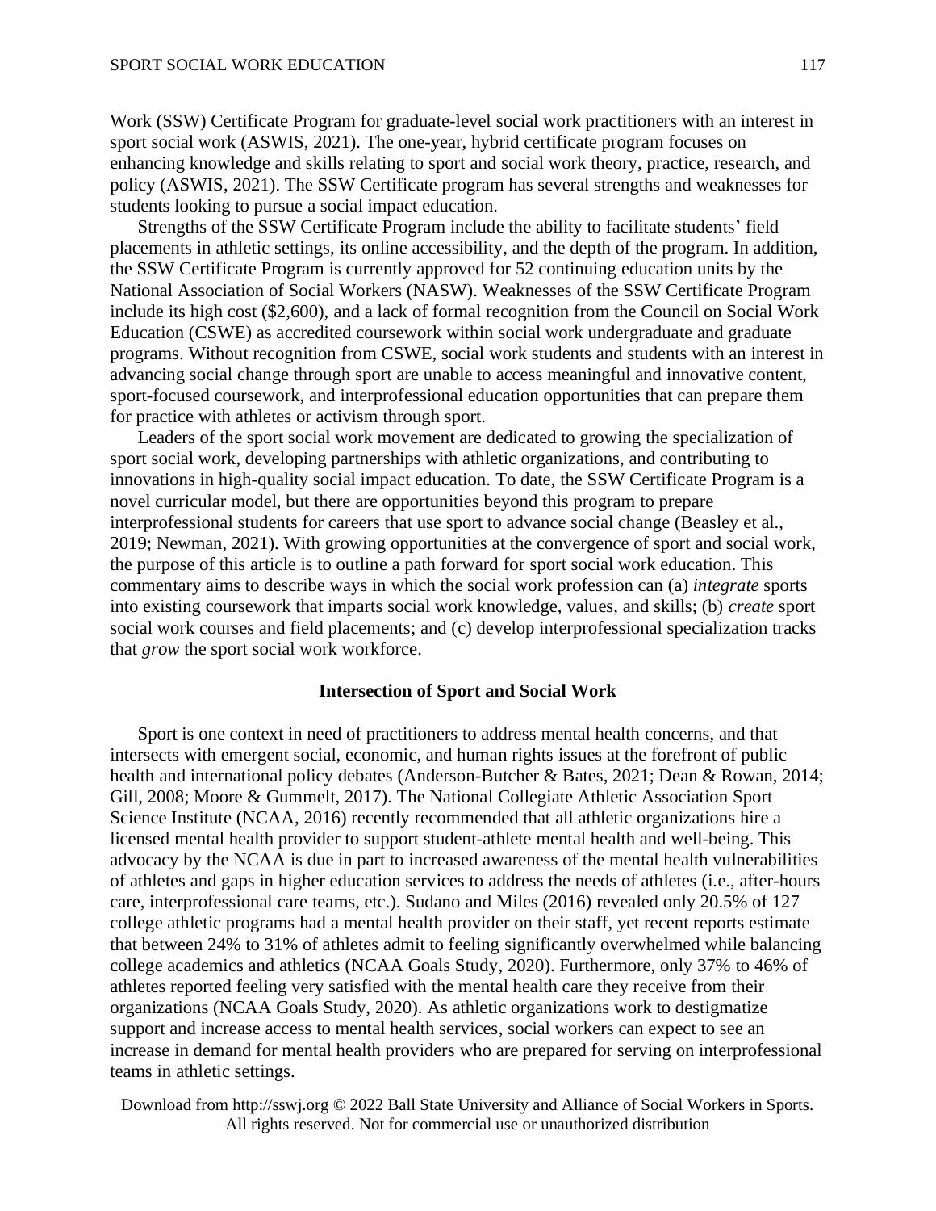Work (SSW) Certificate Program for graduate-level social work practitioners with an interest in sport social work (ASWIS, 2021). The one-year, hybrid certificate program focuses on enhancing knowledge and skills relating to sport and social work theory, practice, research, and policy (ASWIS, 2021). The SSW Certificate program has several strengths and weaknesses for students looking to pursue a social impact education.

Strengths of the SSW Certificate Program include the ability to facilitate students' field placements in athletic settings, its online accessibility, and the depth of the program. In addition, the SSW Certificate Program is currently approved for 52 continuing education units by the National Association of Social Workers (NASW). Weaknesses of the SSW Certificate Program include its high cost ($2,600), and a lack of formal recognition from the Council on Social Work Education (CSWE) as accredited coursework within social work undergraduate and graduate programs. Without recognition from CSWE, social work students and students with an interest in advancing social change through sport are unable to access meaningful and innovative content, sport-focused coursework, and interprofessional education opportunities that can prepare them for practice with athletes or activism through sport.

Leaders of the sport social work movement are dedicated to growing the specialization of sport social work, developing partnerships with athletic organizations, and contributing to innovations in high-quality social impact education. To date, the SSW Certificate Program is a novel curricular model, but there are opportunities beyond this program to prepare interprofessional students for careers that use sport to advance social change (Beasley et al., 2019; Newman, 2021). With growing opportunities at the convergence of sport and social work, the purpose of this article is to outline a path forward for sport social work education. This commentary aims to describe ways in which the social work profession can (a) *integrate* sports into existing coursework that imparts social work knowledge, values, and skills; (b) *create* sport social work courses and field placements; and (c) develop interprofessional specialization tracks that *grow* the sport social work workforce.

## Intersection of Sport and Social Work

Sport is one context in need of practitioners to address mental health concerns, and that intersects with emergent social, economic, and human rights issues at the forefront of public health and international policy debates (Anderson-Butcher & Bates, 2021; Dean & Rowan, 2014; Gill, 2008; Moore & Gummelt, 2017). The National Collegiate Athletic Association Sport Science Institute (NCAA, 2016) recently recommended that all athletic organizations hire a licensed mental health provider to support student-athlete mental health and well-being. This advocacy by the NCAA is due in part to increased awareness of the mental health vulnerabilities of athletes and gaps in higher education services to address the needs of athletes (i.e., after-hours care, interprofessional care teams, etc.). Sudano and Miles (2016) revealed only 20.5% of 127 college athletic programs had a mental health provider on their staff, yet recent reports estimate that between 24% to 31% of athletes admit to feeling significantly overwhelmed while balancing college academics and athletics (NCAA Goals Study, 2020). Furthermore, only 37% to 46% of athletes reported feeling very satisfied with the mental health care they receive from their organizations (NCAA Goals Study, 2020). As athletic organizations work to destigmatize support and increase access to mental health services, social workers can expect to see an increase in demand for mental health providers who are prepared for serving on interprofessional teams in athletic settings.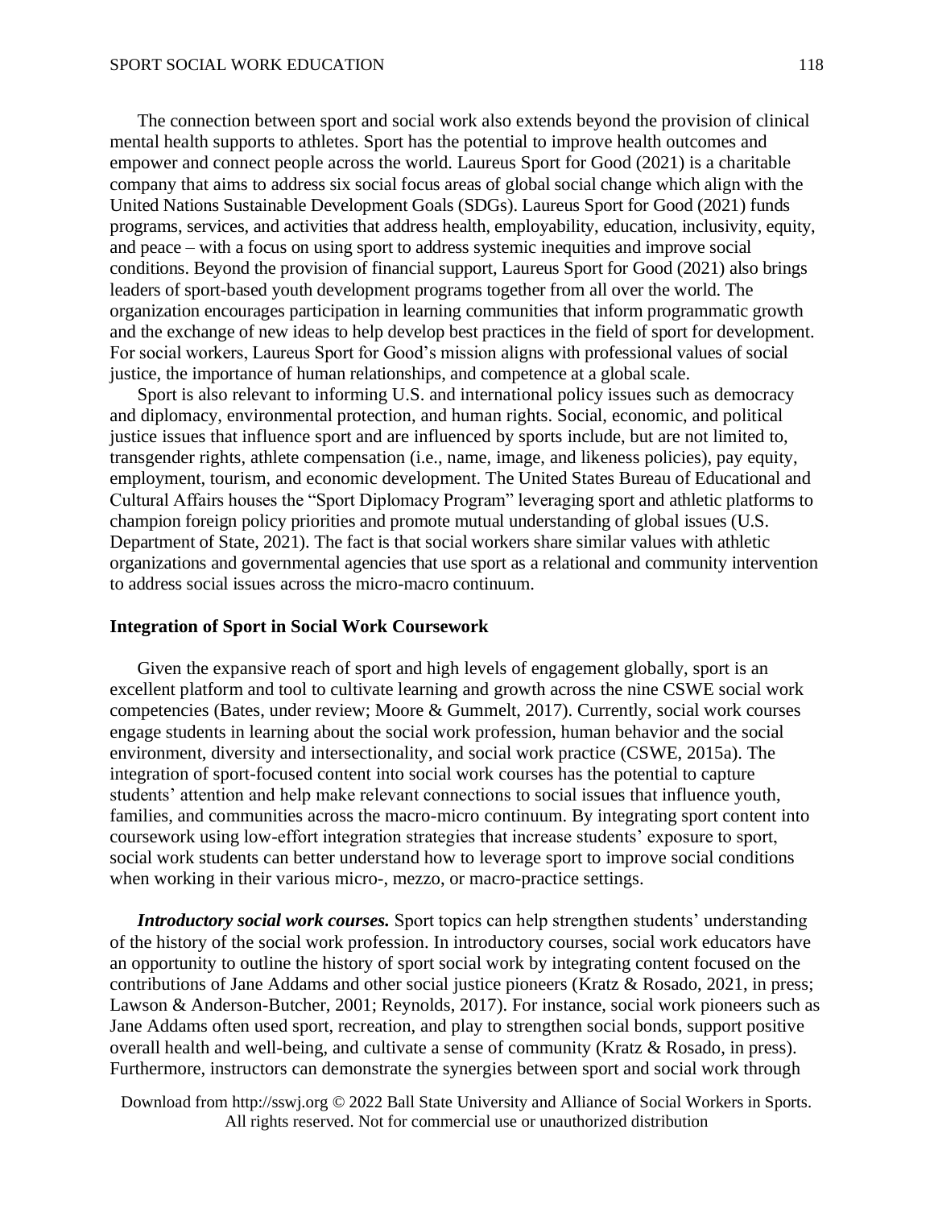The connection between sport and social work also extends beyond the provision of clinical mental health supports to athletes. Sport has the potential to improve health outcomes and empower and connect people across the world. Laureus Sport for Good (2021) is a charitable company that aims to address six social focus areas of global social change which align with the United Nations Sustainable Development Goals (SDGs). Laureus Sport for Good (2021) funds programs, services, and activities that address health, employability, education, inclusivity, equity, and peace – with a focus on using sport to address systemic inequities and improve social conditions. Beyond the provision of financial support, Laureus Sport for Good (2021) also brings leaders of sport-based youth development programs together from all over the world. The organization encourages participation in learning communities that inform programmatic growth and the exchange of new ideas to help develop best practices in the field of sport for development. For social workers, Laureus Sport for Good's mission aligns with professional values of social justice, the importance of human relationships, and competence at a global scale.

Sport is also relevant to informing U.S. and international policy issues such as democracy and diplomacy, environmental protection, and human rights. Social, economic, and political justice issues that influence sport and are influenced by sports include, but are not limited to, transgender rights, athlete compensation (i.e., name, image, and likeness policies), pay equity, employment, tourism, and economic development. The United States Bureau of Educational and Cultural Affairs houses the "Sport Diplomacy Program" leveraging sport and athletic platforms to champion foreign policy priorities and promote mutual understanding of global issues (U.S. Department of State, 2021). The fact is that social workers share similar values with athletic organizations and governmental agencies that use sport as a relational and community intervention to address social issues across the micro-macro continuum.

## Integration of Sport in Social Work Coursework

Given the expansive reach of sport and high levels of engagement globally, sport is an excellent platform and tool to cultivate learning and growth across the nine CSWE social work competencies (Bates, under review; Moore & Gummelt, 2017). Currently, social work courses engage students in learning about the social work profession, human behavior and the social environment, diversity and intersectionality, and social work practice (CSWE, 2015a). The integration of sport-focused content into social work courses has the potential to capture students' attention and help make relevant connections to social issues that influence youth, families, and communities across the macro-micro continuum. By integrating sport content into coursework using low-effort integration strategies that increase students' exposure to sport, social work students can better understand how to leverage sport to improve social conditions when working in their various micro-, mezzo, or macro-practice settings.

***Introductory social work courses.*** Sport topics can help strengthen students' understanding of the history of the social work profession. In introductory courses, social work educators have an opportunity to outline the history of sport social work by integrating content focused on the contributions of Jane Addams and other social justice pioneers (Kratz & Rosado, 2021, in press; Lawson & Anderson-Butcher, 2001; Reynolds, 2017). For instance, social work pioneers such as Jane Addams often used sport, recreation, and play to strengthen social bonds, support positive overall health and well-being, and cultivate a sense of community (Kratz & Rosado, in press). Furthermore, instructors can demonstrate the synergies between sport and social work through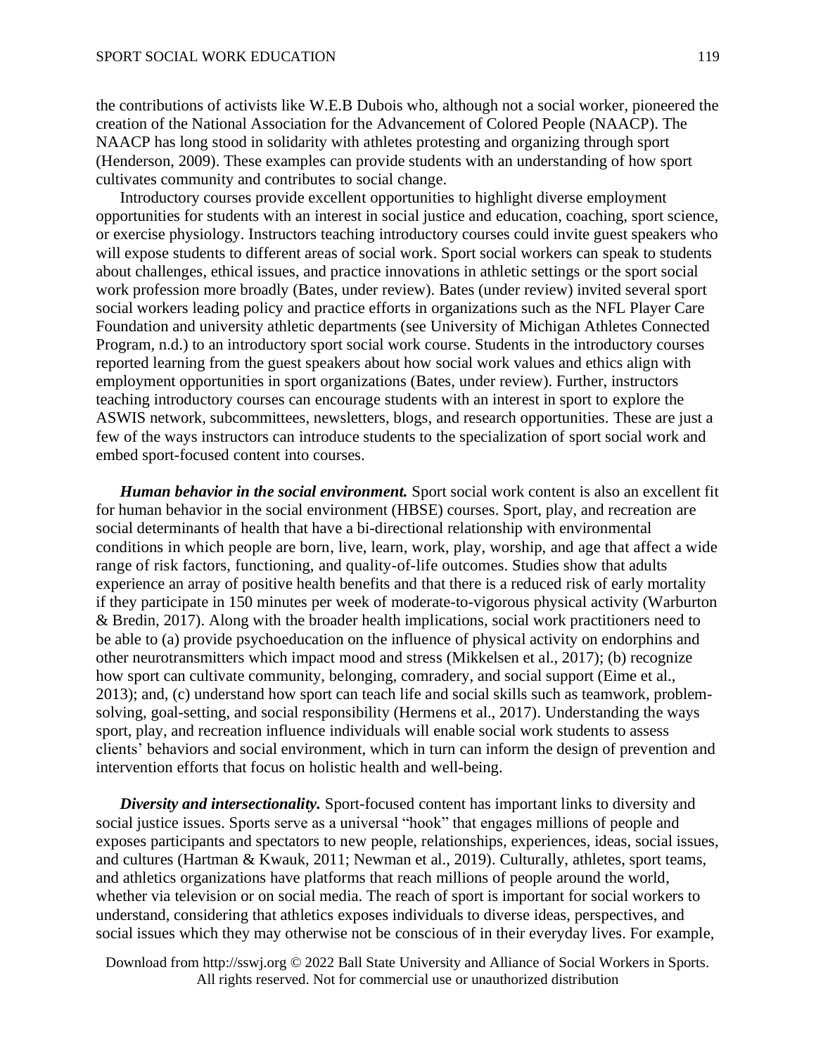the contributions of activists like W.E.B Dubois who, although not a social worker, pioneered the creation of the National Association for the Advancement of Colored People (NAACP). The NAACP has long stood in solidarity with athletes protesting and organizing through sport (Henderson, 2009). These examples can provide students with an understanding of how sport cultivates community and contributes to social change.

Introductory courses provide excellent opportunities to highlight diverse employment opportunities for students with an interest in social justice and education, coaching, sport science, or exercise physiology. Instructors teaching introductory courses could invite guest speakers who will expose students to different areas of social work. Sport social workers can speak to students about challenges, ethical issues, and practice innovations in athletic settings or the sport social work profession more broadly (Bates, under review). Bates (under review) invited several sport social workers leading policy and practice efforts in organizations such as the NFL Player Care Foundation and university athletic departments (see University of Michigan Athletes Connected Program, n.d.) to an introductory sport social work course. Students in the introductory courses reported learning from the guest speakers about how social work values and ethics align with employment opportunities in sport organizations (Bates, under review). Further, instructors teaching introductory courses can encourage students with an interest in sport to explore the ASWIS network, subcommittees, newsletters, blogs, and research opportunities. These are just a few of the ways instructors can introduce students to the specialization of sport social work and embed sport-focused content into courses.

***Human behavior in the social environment.*** Sport social work content is also an excellent fit for human behavior in the social environment (HBSE) courses. Sport, play, and recreation are social determinants of health that have a bi-directional relationship with environmental conditions in which people are born, live, learn, work, play, worship, and age that affect a wide range of risk factors, functioning, and quality-of-life outcomes. Studies show that adults experience an array of positive health benefits and that there is a reduced risk of early mortality if they participate in 150 minutes per week of moderate-to-vigorous physical activity (Warburton & Bredin, 2017). Along with the broader health implications, social work practitioners need to be able to (a) provide psychoeducation on the influence of physical activity on endorphins and other neurotransmitters which impact mood and stress (Mikkelsen et al., 2017); (b) recognize how sport can cultivate community, belonging, comradery, and social support (Eime et al., 2013); and, (c) understand how sport can teach life and social skills such as teamwork, problem-solving, goal-setting, and social responsibility (Hermens et al., 2017). Understanding the ways sport, play, and recreation influence individuals will enable social work students to assess clients' behaviors and social environment, which in turn can inform the design of prevention and intervention efforts that focus on holistic health and well-being.

***Diversity and intersectionality.*** Sport-focused content has important links to diversity and social justice issues. Sports serve as a universal "hook" that engages millions of people and exposes participants and spectators to new people, relationships, experiences, ideas, social issues, and cultures (Hartman & Kwauk, 2011; Newman et al., 2019). Culturally, athletes, sport teams, and athletics organizations have platforms that reach millions of people around the world, whether via television or on social media. The reach of sport is important for social workers to understand, considering that athletics exposes individuals to diverse ideas, perspectives, and social issues which they may otherwise not be conscious of in their everyday lives. For example,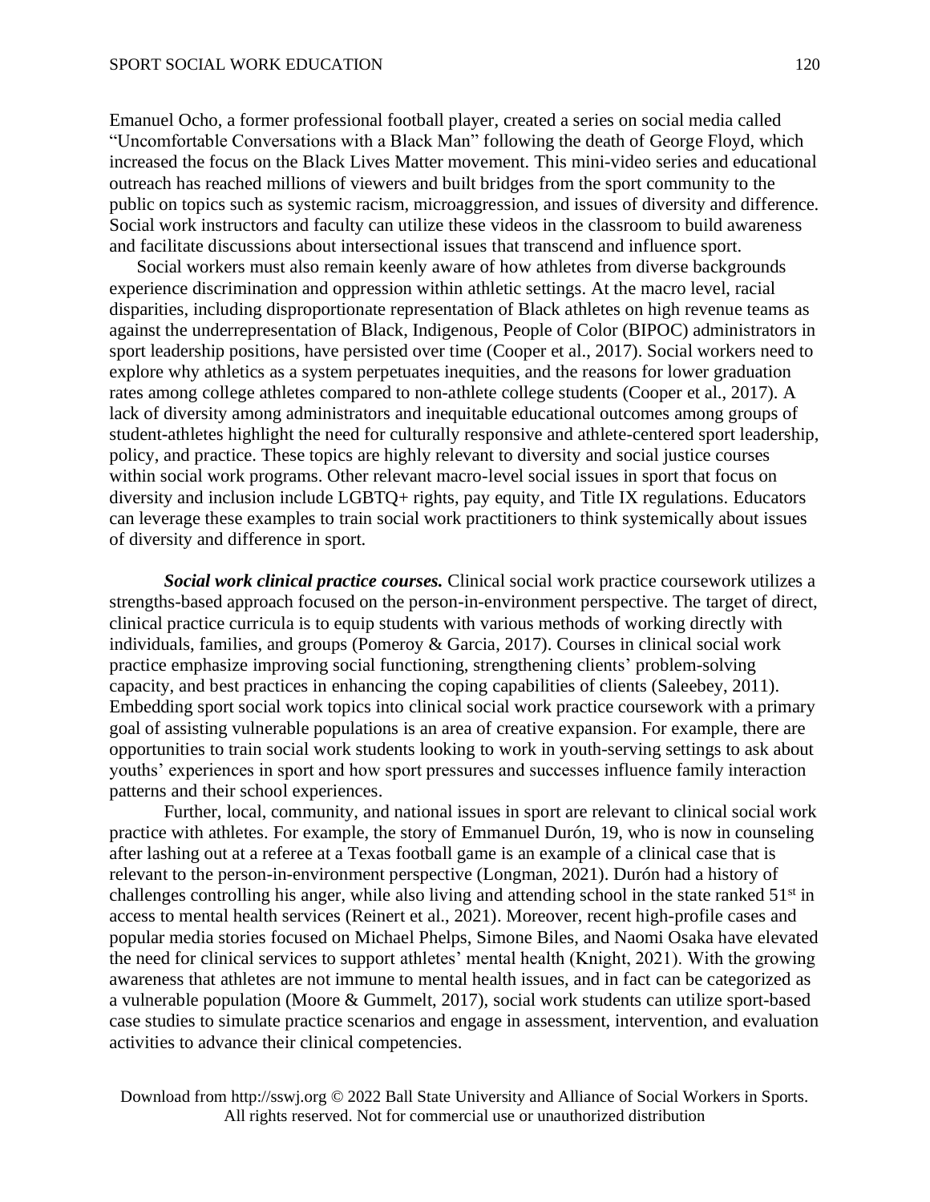Emanuel Ocho, a former professional football player, created a series on social media called "Uncomfortable Conversations with a Black Man" following the death of George Floyd, which increased the focus on the Black Lives Matter movement. This mini-video series and educational outreach has reached millions of viewers and built bridges from the sport community to the public on topics such as systemic racism, microaggression, and issues of diversity and difference. Social work instructors and faculty can utilize these videos in the classroom to build awareness and facilitate discussions about intersectional issues that transcend and influence sport.

Social workers must also remain keenly aware of how athletes from diverse backgrounds experience discrimination and oppression within athletic settings. At the macro level, racial disparities, including disproportionate representation of Black athletes on high revenue teams as against the underrepresentation of Black, Indigenous, People of Color (BIPOC) administrators in sport leadership positions, have persisted over time (Cooper et al., 2017). Social workers need to explore why athletics as a system perpetuates inequities, and the reasons for lower graduation rates among college athletes compared to non-athlete college students (Cooper et al., 2017). A lack of diversity among administrators and inequitable educational outcomes among groups of student-athletes highlight the need for culturally responsive and athlete-centered sport leadership, policy, and practice. These topics are highly relevant to diversity and social justice courses within social work programs. Other relevant macro-level social issues in sport that focus on diversity and inclusion include LGBTQ+ rights, pay equity, and Title IX regulations. Educators can leverage these examples to train social work practitioners to think systemically about issues of diversity and difference in sport.

***Social work clinical practice courses.*** Clinical social work practice coursework utilizes a strengths-based approach focused on the person-in-environment perspective. The target of direct, clinical practice curricula is to equip students with various methods of working directly with individuals, families, and groups (Pomeroy & Garcia, 2017). Courses in clinical social work practice emphasize improving social functioning, strengthening clients' problem-solving capacity, and best practices in enhancing the coping capabilities of clients (Saleebey, 2011). Embedding sport social work topics into clinical social work practice coursework with a primary goal of assisting vulnerable populations is an area of creative expansion. For example, there are opportunities to train social work students looking to work in youth-serving settings to ask about youths' experiences in sport and how sport pressures and successes influence family interaction patterns and their school experiences.

Further, local, community, and national issues in sport are relevant to clinical social work practice with athletes. For example, the story of Emmanuel Durón, 19, who is now in counseling after lashing out at a referee at a Texas football game is an example of a clinical case that is relevant to the person-in-environment perspective (Longman, 2021). Durón had a history of challenges controlling his anger, while also living and attending school in the state ranked 51st in access to mental health services (Reinert et al., 2021). Moreover, recent high-profile cases and popular media stories focused on Michael Phelps, Simone Biles, and Naomi Osaka have elevated the need for clinical services to support athletes' mental health (Knight, 2021). With the growing awareness that athletes are not immune to mental health issues, and in fact can be categorized as a vulnerable population (Moore & Gummelt, 2017), social work students can utilize sport-based case studies to simulate practice scenarios and engage in assessment, intervention, and evaluation activities to advance their clinical competencies.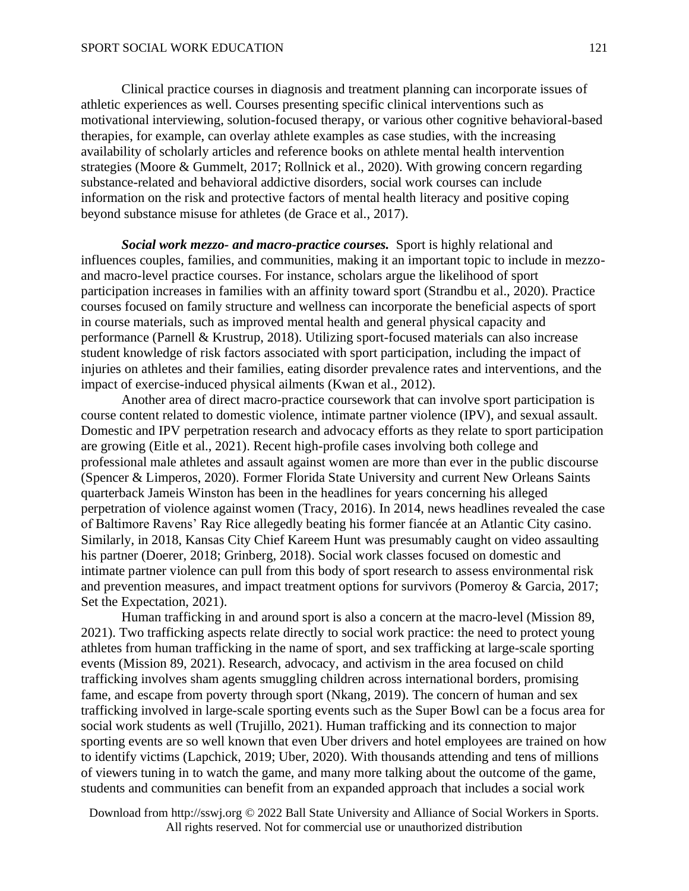Clinical practice courses in diagnosis and treatment planning can incorporate issues of athletic experiences as well. Courses presenting specific clinical interventions such as motivational interviewing, solution-focused therapy, or various other cognitive behavioral-based therapies, for example, can overlay athlete examples as case studies, with the increasing availability of scholarly articles and reference books on athlete mental health intervention strategies (Moore & Gummelt, 2017; Rollnick et al., 2020). With growing concern regarding substance-related and behavioral addictive disorders, social work courses can include information on the risk and protective factors of mental health literacy and positive coping beyond substance misuse for athletes (de Grace et al., 2017).

***Social work mezzo- and macro-practice courses.*** Sport is highly relational and influences couples, families, and communities, making it an important topic to include in mezzo- and macro-level practice courses. For instance, scholars argue the likelihood of sport participation increases in families with an affinity toward sport (Strandbu et al., 2020). Practice courses focused on family structure and wellness can incorporate the beneficial aspects of sport in course materials, such as improved mental health and general physical capacity and performance (Parnell & Krustrup, 2018). Utilizing sport-focused materials can also increase student knowledge of risk factors associated with sport participation, including the impact of injuries on athletes and their families, eating disorder prevalence rates and interventions, and the impact of exercise-induced physical ailments (Kwan et al., 2012).

Another area of direct macro-practice coursework that can involve sport participation is course content related to domestic violence, intimate partner violence (IPV), and sexual assault. Domestic and IPV perpetration research and advocacy efforts as they relate to sport participation are growing (Eitle et al., 2021). Recent high-profile cases involving both college and professional male athletes and assault against women are more than ever in the public discourse (Spencer & Limperos, 2020). Former Florida State University and current New Orleans Saints quarterback Jameis Winston has been in the headlines for years concerning his alleged perpetration of violence against women (Tracy, 2016). In 2014, news headlines revealed the case of Baltimore Ravens' Ray Rice allegedly beating his former fiancée at an Atlantic City casino. Similarly, in 2018, Kansas City Chief Kareem Hunt was presumably caught on video assaulting his partner (Doerer, 2018; Grinberg, 2018). Social work classes focused on domestic and intimate partner violence can pull from this body of sport research to assess environmental risk and prevention measures, and impact treatment options for survivors (Pomeroy & Garcia, 2017; Set the Expectation, 2021).

Human trafficking in and around sport is also a concern at the macro-level (Mission 89, 2021). Two trafficking aspects relate directly to social work practice: the need to protect young athletes from human trafficking in the name of sport, and sex trafficking at large-scale sporting events (Mission 89, 2021). Research, advocacy, and activism in the area focused on child trafficking involves sham agents smuggling children across international borders, promising fame, and escape from poverty through sport (Nkang, 2019). The concern of human and sex trafficking involved in large-scale sporting events such as the Super Bowl can be a focus area for social work students as well (Trujillo, 2021). Human trafficking and its connection to major sporting events are so well known that even Uber drivers and hotel employees are trained on how to identify victims (Lapchick, 2019; Uber, 2020). With thousands attending and tens of millions of viewers tuning in to watch the game, and many more talking about the outcome of the game, students and communities can benefit from an expanded approach that includes a social work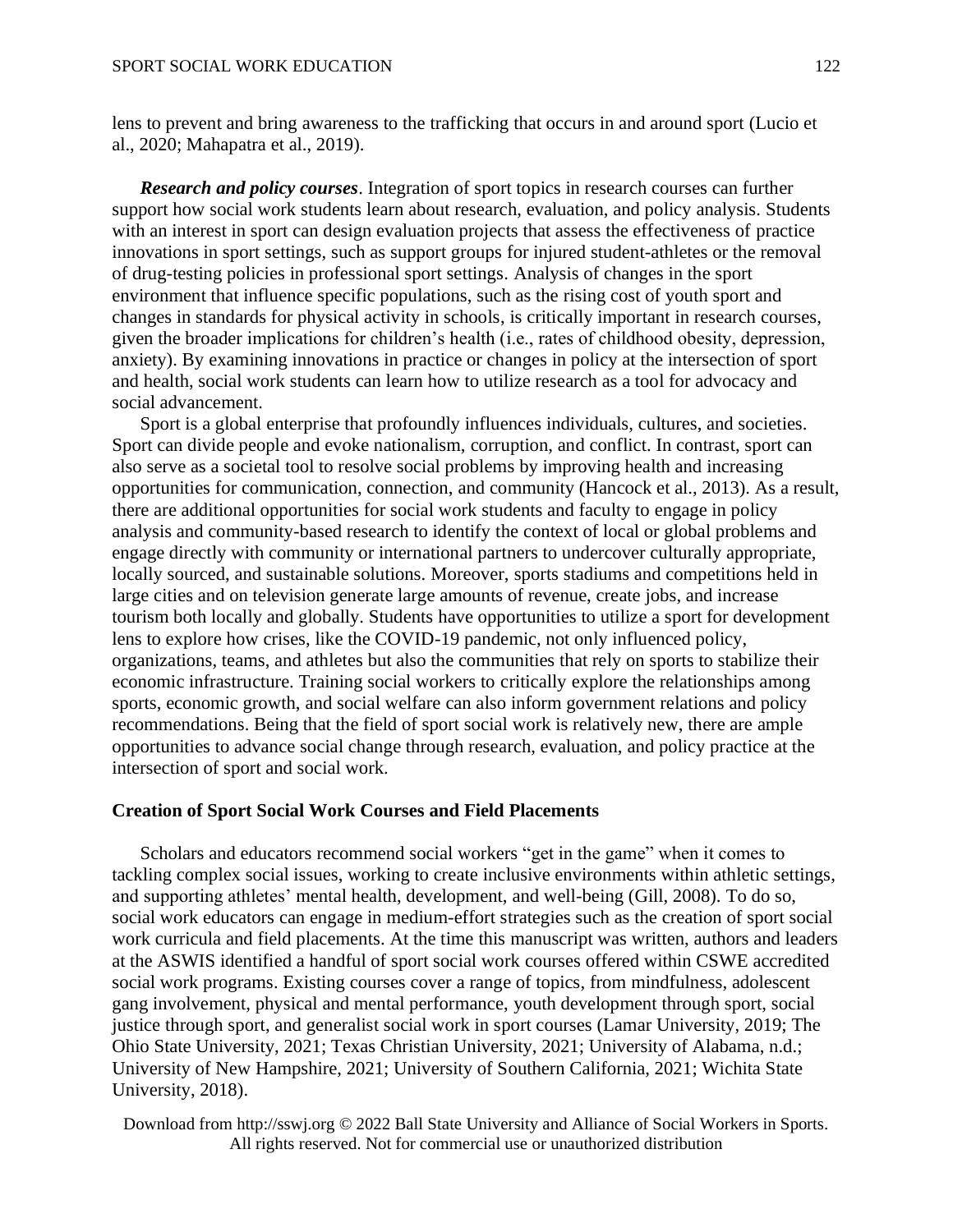lens to prevent and bring awareness to the trafficking that occurs in and around sport (Lucio et al., 2020; Mahapatra et al., 2019).

***Research and policy courses***. Integration of sport topics in research courses can further support how social work students learn about research, evaluation, and policy analysis. Students with an interest in sport can design evaluation projects that assess the effectiveness of practice innovations in sport settings, such as support groups for injured student-athletes or the removal of drug-testing policies in professional sport settings. Analysis of changes in the sport environment that influence specific populations, such as the rising cost of youth sport and changes in standards for physical activity in schools, is critically important in research courses, given the broader implications for children's health (i.e., rates of childhood obesity, depression, anxiety). By examining innovations in practice or changes in policy at the intersection of sport and health, social work students can learn how to utilize research as a tool for advocacy and social advancement.

Sport is a global enterprise that profoundly influences individuals, cultures, and societies. Sport can divide people and evoke nationalism, corruption, and conflict. In contrast, sport can also serve as a societal tool to resolve social problems by improving health and increasing opportunities for communication, connection, and community (Hancock et al., 2013). As a result, there are additional opportunities for social work students and faculty to engage in policy analysis and community-based research to identify the context of local or global problems and engage directly with community or international partners to undercover culturally appropriate, locally sourced, and sustainable solutions. Moreover, sports stadiums and competitions held in large cities and on television generate large amounts of revenue, create jobs, and increase tourism both locally and globally. Students have opportunities to utilize a sport for development lens to explore how crises, like the COVID-19 pandemic, not only influenced policy, organizations, teams, and athletes but also the communities that rely on sports to stabilize their economic infrastructure. Training social workers to critically explore the relationships among sports, economic growth, and social welfare can also inform government relations and policy recommendations. Being that the field of sport social work is relatively new, there are ample opportunities to advance social change through research, evaluation, and policy practice at the intersection of sport and social work.

## Creation of Sport Social Work Courses and Field Placements

Scholars and educators recommend social workers "get in the game" when it comes to tackling complex social issues, working to create inclusive environments within athletic settings, and supporting athletes' mental health, development, and well-being (Gill, 2008). To do so, social work educators can engage in medium-effort strategies such as the creation of sport social work curricula and field placements. At the time this manuscript was written, authors and leaders at the ASWIS identified a handful of sport social work courses offered within CSWE accredited social work programs. Existing courses cover a range of topics, from mindfulness, adolescent gang involvement, physical and mental performance, youth development through sport, social justice through sport, and generalist social work in sport courses (Lamar University, 2019; The Ohio State University, 2021; Texas Christian University, 2021; University of Alabama, n.d.; University of New Hampshire, 2021; University of Southern California, 2021; Wichita State University, 2018).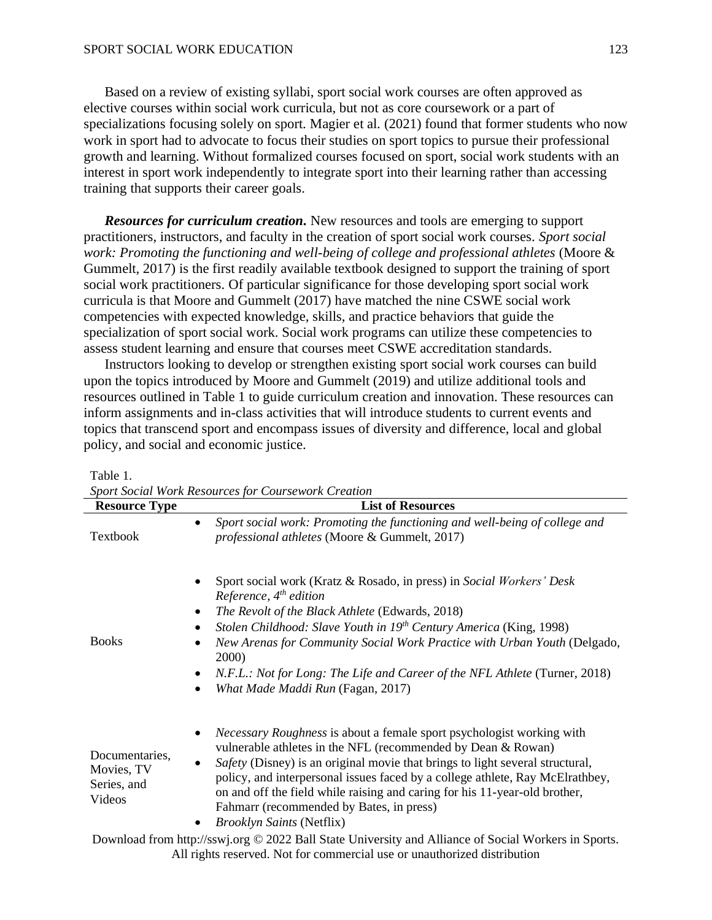Based on a review of existing syllabi, sport social work courses are often approved as elective courses within social work curricula, but not as core coursework or a part of specializations focusing solely on sport. Magier et al. (2021) found that former students who now work in sport had to advocate to focus their studies on sport topics to pursue their professional growth and learning. Without formalized courses focused on sport, social work students with an interest in sport work independently to integrate sport into their learning rather than accessing training that supports their career goals.

***Resources for curriculum creation.*** New resources and tools are emerging to support practitioners, instructors, and faculty in the creation of sport social work courses. *Sport social work: Promoting the functioning and well-being of college and professional athletes* (Moore & Gummelt, 2017) is the first readily available textbook designed to support the training of sport social work practitioners. Of particular significance for those developing sport social work curricula is that Moore and Gummelt (2017) have matched the nine CSWE social work competencies with expected knowledge, skills, and practice behaviors that guide the specialization of sport social work. Social work programs can utilize these competencies to assess student learning and ensure that courses meet CSWE accreditation standards.

Instructors looking to develop or strengthen existing sport social work courses can build upon the topics introduced by Moore and Gummelt (2019) and utilize additional tools and resources outlined in Table 1 to guide curriculum creation and innovation. These resources can inform assignments and in-class activities that will introduce students to current events and topics that transcend sport and encompass issues of diversity and difference, local and global policy, and social and economic justice.

Table 1.
*Sport Social Work Resources for Coursework Creation*

| Resource Type | List of Resources |
|---|---|
| Textbook | • *Sport social work: Promoting the functioning and well-being of college and professional athletes* (Moore & Gummelt, 2017) |
| Books | • Sport social work (Kratz & Rosado, in press) in *Social Workers' Desk Reference, 4th edition*<br>• *The Revolt of the Black Athlete* (Edwards, 2018)<br>• *Stolen Childhood: Slave Youth in 19th Century America* (King, 1998)<br>• *New Arenas for Community Social Work Practice with Urban Youth* (Delgado, 2000)<br>• *N.F.L.: Not for Long: The Life and Career of the NFL Athlete* (Turner, 2018)<br>• *What Made Maddi Run* (Fagan, 2017) |
| Documentaries, Movies, TV Series, and Videos | • *Necessary Roughness* is about a female sport psychologist working with vulnerable athletes in the NFL (recommended by Dean & Rowan)<br>• *Safety* (Disney) is an original movie that brings to light several structural, policy, and interpersonal issues faced by a college athlete, Ray McElrathbey, on and off the field while raising and caring for his 11-year-old brother, Fahmarr (recommended by Bates, in press)<br>• *Brooklyn Saints* (Netflix) |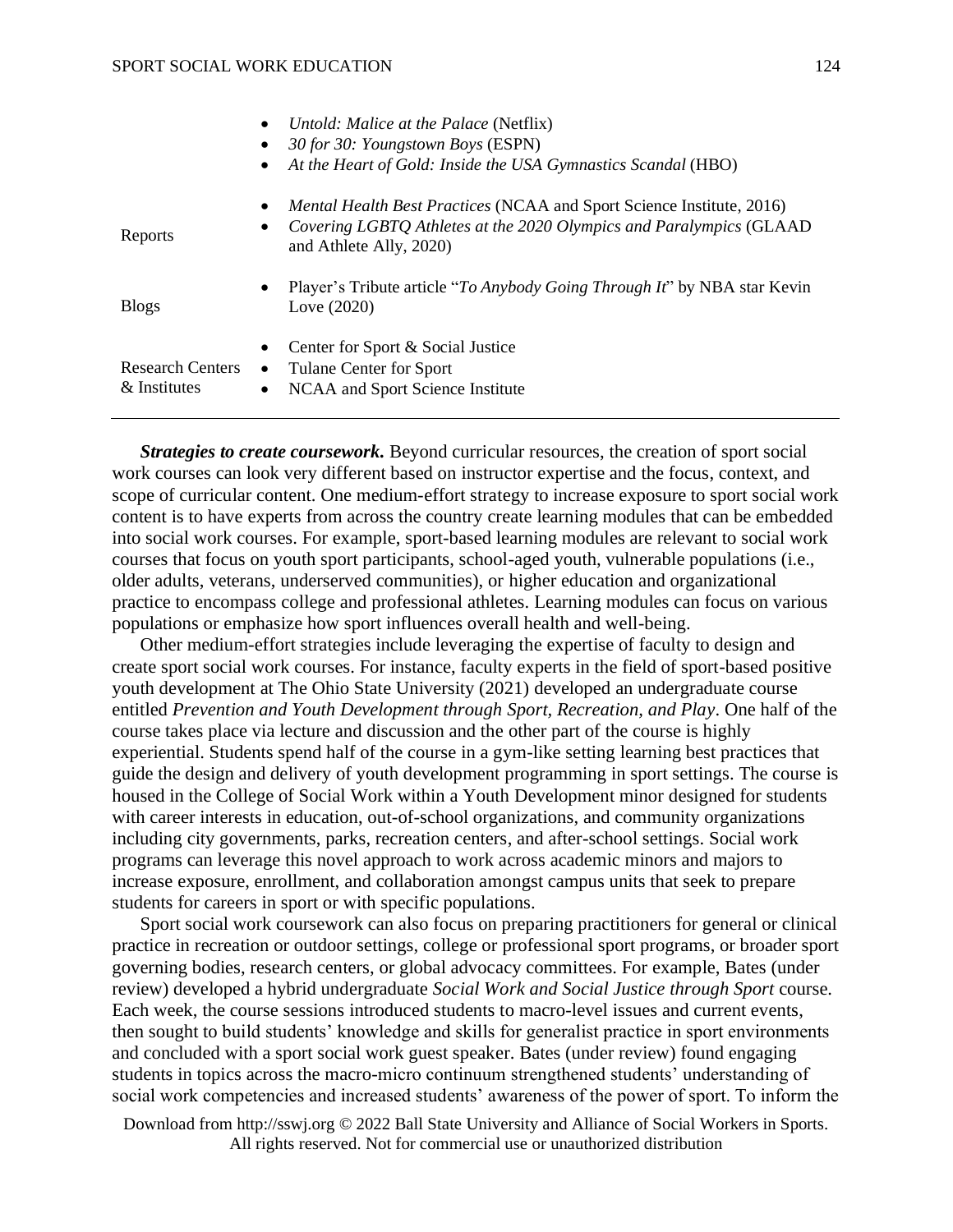| | |
|---|---|
| | • *Untold: Malice at the Palace* (Netflix)<br>• *30 for 30: Youngstown Boys* (ESPN)<br>• *At the Heart of Gold: Inside the USA Gymnastics Scandal* (HBO) |
| Reports | • *Mental Health Best Practices* (NCAA and Sport Science Institute, 2016)<br>• *Covering LGBTQ Athletes at the 2020 Olympics and Paralympics* (GLAAD and Athlete Ally, 2020) |
| Blogs | • Player's Tribute article "*To Anybody Going Through It*" by NBA star Kevin Love (2020) |
| Research Centers & Institutes | • Center for Sport & Social Justice<br>• Tulane Center for Sport<br>• NCAA and Sport Science Institute |

***Strategies to create coursework.*** Beyond curricular resources, the creation of sport social work courses can look very different based on instructor expertise and the focus, context, and scope of curricular content. One medium-effort strategy to increase exposure to sport social work content is to have experts from across the country create learning modules that can be embedded into social work courses. For example, sport-based learning modules are relevant to social work courses that focus on youth sport participants, school-aged youth, vulnerable populations (i.e., older adults, veterans, underserved communities), or higher education and organizational practice to encompass college and professional athletes. Learning modules can focus on various populations or emphasize how sport influences overall health and well-being.

Other medium-effort strategies include leveraging the expertise of faculty to design and create sport social work courses. For instance, faculty experts in the field of sport-based positive youth development at The Ohio State University (2021) developed an undergraduate course entitled *Prevention and Youth Development through Sport, Recreation, and Play*. One half of the course takes place via lecture and discussion and the other part of the course is highly experiential. Students spend half of the course in a gym-like setting learning best practices that guide the design and delivery of youth development programming in sport settings. The course is housed in the College of Social Work within a Youth Development minor designed for students with career interests in education, out-of-school organizations, and community organizations including city governments, parks, recreation centers, and after-school settings. Social work programs can leverage this novel approach to work across academic minors and majors to increase exposure, enrollment, and collaboration amongst campus units that seek to prepare students for careers in sport or with specific populations.

Sport social work coursework can also focus on preparing practitioners for general or clinical practice in recreation or outdoor settings, college or professional sport programs, or broader sport governing bodies, research centers, or global advocacy committees. For example, Bates (under review) developed a hybrid undergraduate *Social Work and Social Justice through Sport* course. Each week, the course sessions introduced students to macro-level issues and current events, then sought to build students' knowledge and skills for generalist practice in sport environments and concluded with a sport social work guest speaker. Bates (under review) found engaging students in topics across the macro-micro continuum strengthened students' understanding of social work competencies and increased students' awareness of the power of sport. To inform the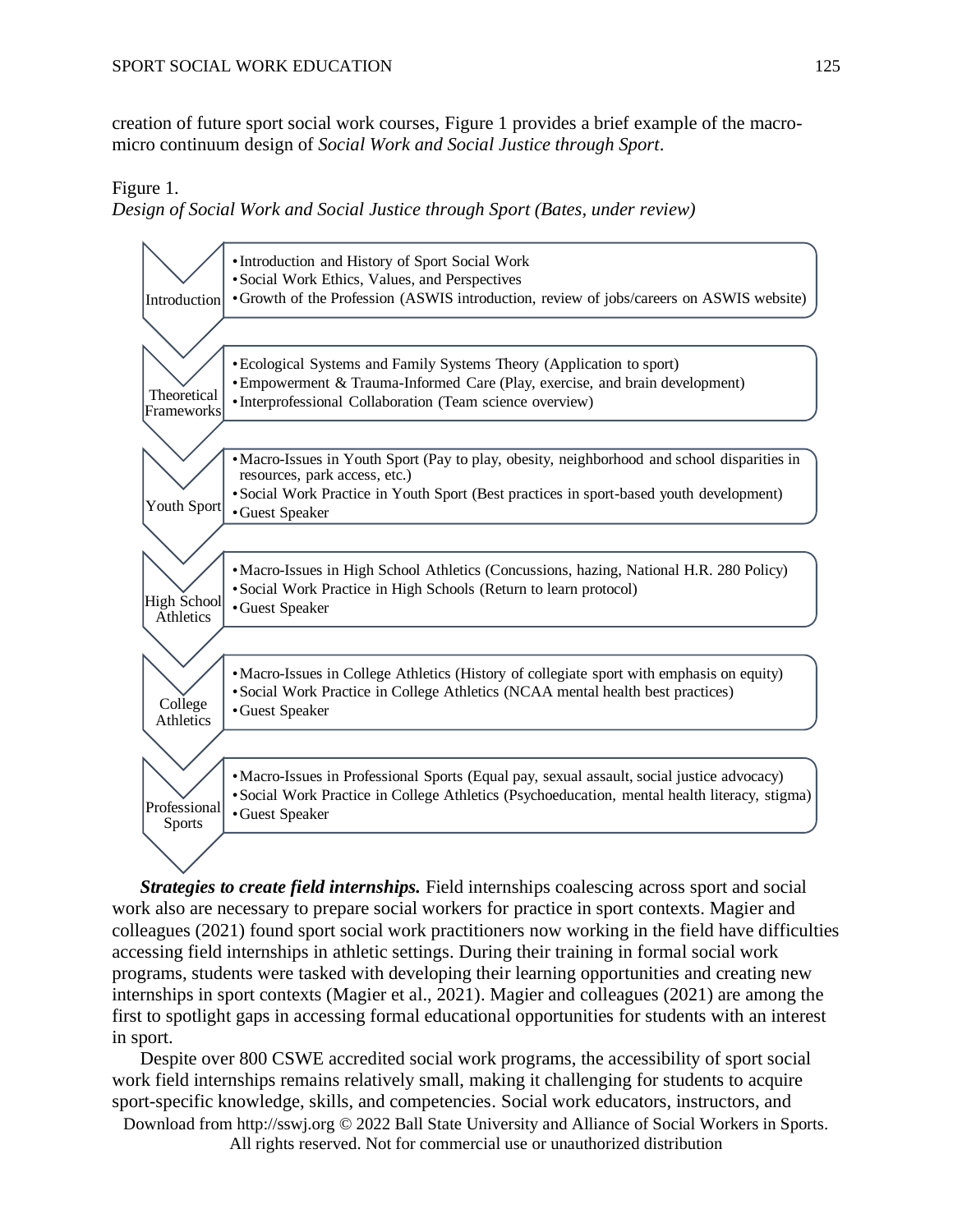creation of future sport social work courses, Figure 1 provides a brief example of the macro-micro continuum design of *Social Work and Social Justice through Sport*.

Figure 1.
*Design of Social Work and Social Justice through Sport (Bates, under review)*

**Introduction**
- Introduction and History of Sport Social Work
- Social Work Ethics, Values, and Perspectives
- Growth of the Profession (ASWIS introduction, review of jobs/careers on ASWIS website)

**Theoretical Frameworks**
- Ecological Systems and Family Systems Theory (Application to sport)
- Empowerment & Trauma-Informed Care (Play, exercise, and brain development)
- Interprofessional Collaboration (Team science overview)

**Youth Sport**
- Macro-Issues in Youth Sport (Pay to play, obesity, neighborhood and school disparities in resources, park access, etc.)
- Social Work Practice in Youth Sport (Best practices in sport-based youth development)
- Guest Speaker

**High School Athletics**
- Macro-Issues in High School Athletics (Concussions, hazing, National H.R. 280 Policy)
- Social Work Practice in High Schools (Return to learn protocol)
- Guest Speaker

**College Athletics**
- Macro-Issues in College Athletics (History of collegiate sport with emphasis on equity)
- Social Work Practice in College Athletics (NCAA mental health best practices)
- Guest Speaker

**Professional Sports**
- Macro-Issues in Professional Sports (Equal pay, sexual assault, social justice advocacy)
- Social Work Practice in College Athletics (Psychoeducation, mental health literacy, stigma)
- Guest Speaker

***Strategies to create field internships.*** Field internships coalescing across sport and social work also are necessary to prepare social workers for practice in sport contexts. Magier and colleagues (2021) found sport social work practitioners now working in the field have difficulties accessing field internships in athletic settings. During their training in formal social work programs, students were tasked with developing their learning opportunities and creating new internships in sport contexts (Magier et al., 2021). Magier and colleagues (2021) are among the first to spotlight gaps in accessing formal educational opportunities for students with an interest in sport.

Despite over 800 CSWE accredited social work programs, the accessibility of sport social work field internships remains relatively small, making it challenging for students to acquire sport-specific knowledge, skills, and competencies. Social work educators, instructors, and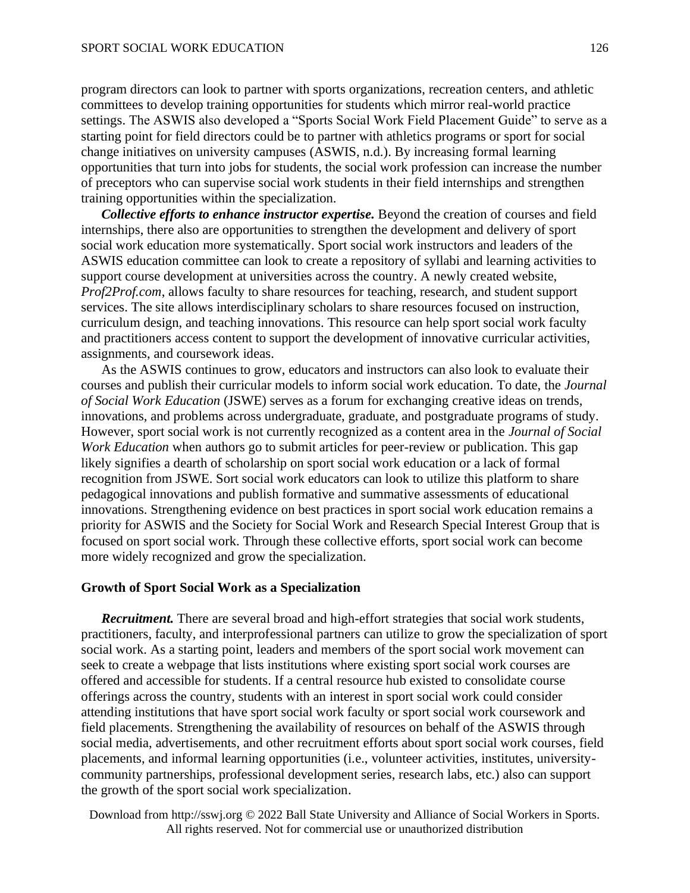program directors can look to partner with sports organizations, recreation centers, and athletic committees to develop training opportunities for students which mirror real-world practice settings. The ASWIS also developed a "Sports Social Work Field Placement Guide" to serve as a starting point for field directors could be to partner with athletics programs or sport for social change initiatives on university campuses (ASWIS, n.d.). By increasing formal learning opportunities that turn into jobs for students, the social work profession can increase the number of preceptors who can supervise social work students in their field internships and strengthen training opportunities within the specialization.

***Collective efforts to enhance instructor expertise.*** Beyond the creation of courses and field internships, there also are opportunities to strengthen the development and delivery of sport social work education more systematically. Sport social work instructors and leaders of the ASWIS education committee can look to create a repository of syllabi and learning activities to support course development at universities across the country. A newly created website, *Prof2Prof.com*, allows faculty to share resources for teaching, research, and student support services. The site allows interdisciplinary scholars to share resources focused on instruction, curriculum design, and teaching innovations. This resource can help sport social work faculty and practitioners access content to support the development of innovative curricular activities, assignments, and coursework ideas.

As the ASWIS continues to grow, educators and instructors can also look to evaluate their courses and publish their curricular models to inform social work education. To date, the *Journal of Social Work Education* (JSWE) serves as a forum for exchanging creative ideas on trends, innovations, and problems across undergraduate, graduate, and postgraduate programs of study. However, sport social work is not currently recognized as a content area in the *Journal of Social Work Education* when authors go to submit articles for peer-review or publication. This gap likely signifies a dearth of scholarship on sport social work education or a lack of formal recognition from JSWE. Sort social work educators can look to utilize this platform to share pedagogical innovations and publish formative and summative assessments of educational innovations. Strengthening evidence on best practices in sport social work education remains a priority for ASWIS and the Society for Social Work and Research Special Interest Group that is focused on sport social work. Through these collective efforts, sport social work can become more widely recognized and grow the specialization.

## Growth of Sport Social Work as a Specialization

***Recruitment.*** There are several broad and high-effort strategies that social work students, practitioners, faculty, and interprofessional partners can utilize to grow the specialization of sport social work. As a starting point, leaders and members of the sport social work movement can seek to create a webpage that lists institutions where existing sport social work courses are offered and accessible for students. If a central resource hub existed to consolidate course offerings across the country, students with an interest in sport social work could consider attending institutions that have sport social work faculty or sport social work coursework and field placements. Strengthening the availability of resources on behalf of the ASWIS through social media, advertisements, and other recruitment efforts about sport social work courses, field placements, and informal learning opportunities (i.e., volunteer activities, institutes, university-community partnerships, professional development series, research labs, etc.) also can support the growth of the sport social work specialization.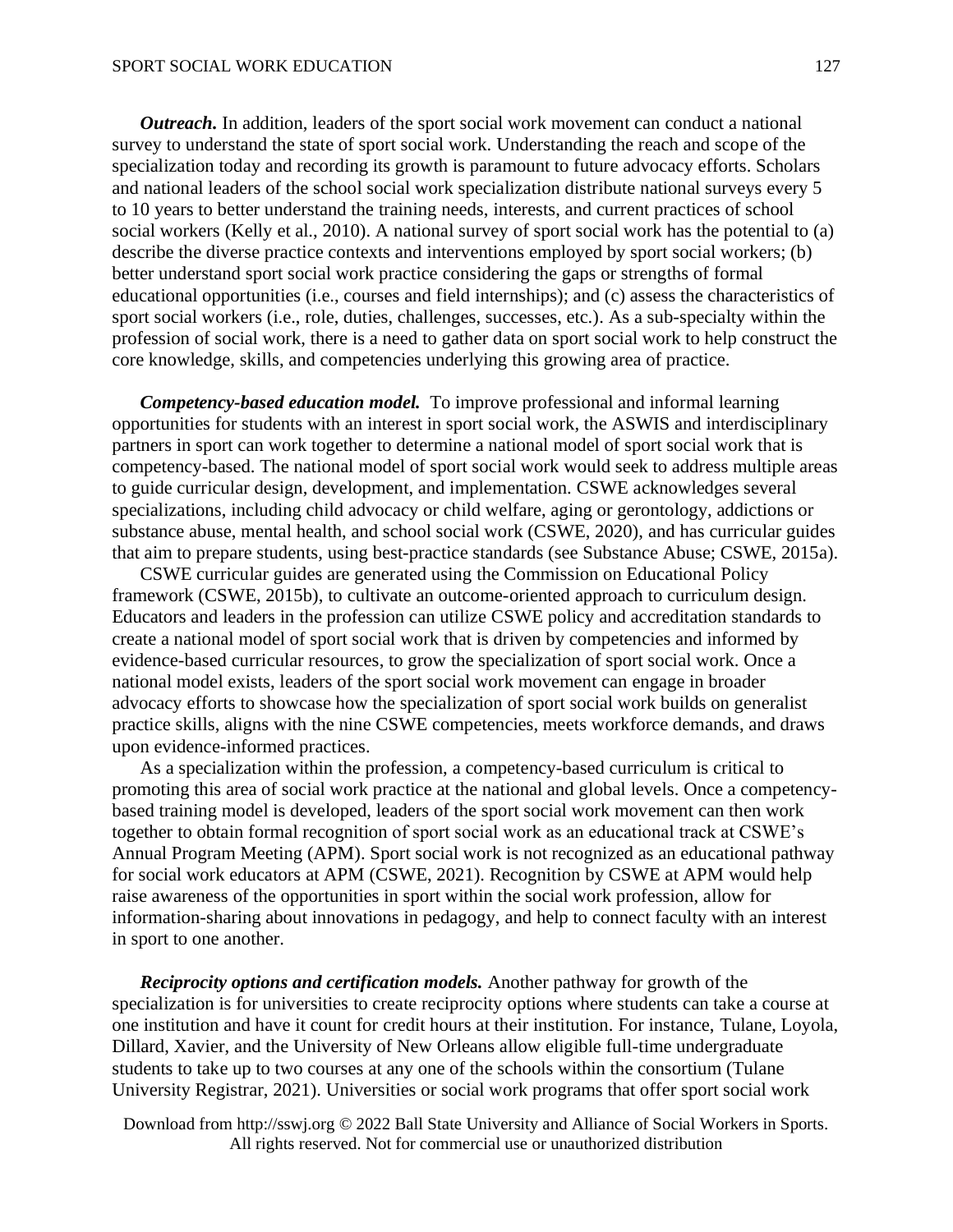***Outreach.*** In addition, leaders of the sport social work movement can conduct a national survey to understand the state of sport social work. Understanding the reach and scope of the specialization today and recording its growth is paramount to future advocacy efforts. Scholars and national leaders of the school social work specialization distribute national surveys every 5 to 10 years to better understand the training needs, interests, and current practices of school social workers (Kelly et al., 2010). A national survey of sport social work has the potential to (a) describe the diverse practice contexts and interventions employed by sport social workers; (b) better understand sport social work practice considering the gaps or strengths of formal educational opportunities (i.e., courses and field internships); and (c) assess the characteristics of sport social workers (i.e., role, duties, challenges, successes, etc.). As a sub-specialty within the profession of social work, there is a need to gather data on sport social work to help construct the core knowledge, skills, and competencies underlying this growing area of practice.

***Competency-based education model.*** To improve professional and informal learning opportunities for students with an interest in sport social work, the ASWIS and interdisciplinary partners in sport can work together to determine a national model of sport social work that is competency-based. The national model of sport social work would seek to address multiple areas to guide curricular design, development, and implementation. CSWE acknowledges several specializations, including child advocacy or child welfare, aging or gerontology, addictions or substance abuse, mental health, and school social work (CSWE, 2020), and has curricular guides that aim to prepare students, using best-practice standards (see Substance Abuse; CSWE, 2015a).

CSWE curricular guides are generated using the Commission on Educational Policy framework (CSWE, 2015b), to cultivate an outcome-oriented approach to curriculum design. Educators and leaders in the profession can utilize CSWE policy and accreditation standards to create a national model of sport social work that is driven by competencies and informed by evidence-based curricular resources, to grow the specialization of sport social work. Once a national model exists, leaders of the sport social work movement can engage in broader advocacy efforts to showcase how the specialization of sport social work builds on generalist practice skills, aligns with the nine CSWE competencies, meets workforce demands, and draws upon evidence-informed practices.

As a specialization within the profession, a competency-based curriculum is critical to promoting this area of social work practice at the national and global levels. Once a competency-based training model is developed, leaders of the sport social work movement can then work together to obtain formal recognition of sport social work as an educational track at CSWE's Annual Program Meeting (APM). Sport social work is not recognized as an educational pathway for social work educators at APM (CSWE, 2021). Recognition by CSWE at APM would help raise awareness of the opportunities in sport within the social work profession, allow for information-sharing about innovations in pedagogy, and help to connect faculty with an interest in sport to one another.

***Reciprocity options and certification models.*** Another pathway for growth of the specialization is for universities to create reciprocity options where students can take a course at one institution and have it count for credit hours at their institution. For instance, Tulane, Loyola, Dillard, Xavier, and the University of New Orleans allow eligible full-time undergraduate students to take up to two courses at any one of the schools within the consortium (Tulane University Registrar, 2021). Universities or social work programs that offer sport social work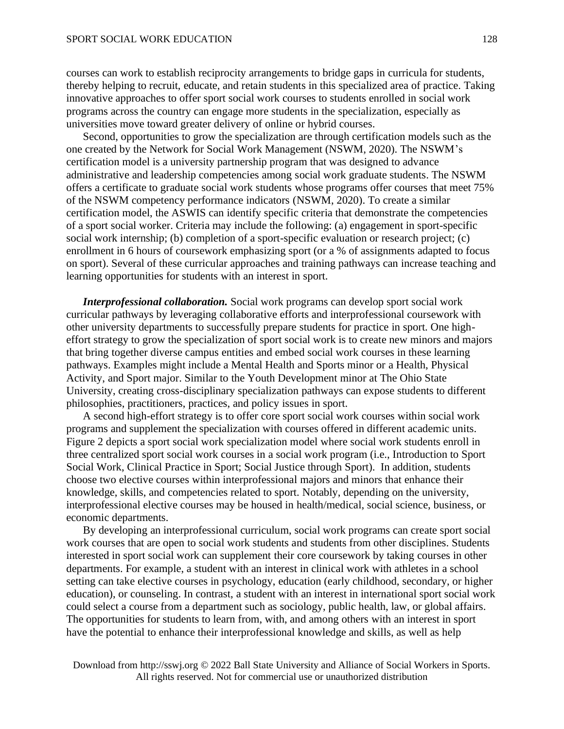courses can work to establish reciprocity arrangements to bridge gaps in curricula for students, thereby helping to recruit, educate, and retain students in this specialized area of practice. Taking innovative approaches to offer sport social work courses to students enrolled in social work programs across the country can engage more students in the specialization, especially as universities move toward greater delivery of online or hybrid courses.

Second, opportunities to grow the specialization are through certification models such as the one created by the Network for Social Work Management (NSWM, 2020). The NSWM's certification model is a university partnership program that was designed to advance administrative and leadership competencies among social work graduate students. The NSWM offers a certificate to graduate social work students whose programs offer courses that meet 75% of the NSWM competency performance indicators (NSWM, 2020). To create a similar certification model, the ASWIS can identify specific criteria that demonstrate the competencies of a sport social worker. Criteria may include the following: (a) engagement in sport-specific social work internship; (b) completion of a sport-specific evaluation or research project; (c) enrollment in 6 hours of coursework emphasizing sport (or a % of assignments adapted to focus on sport). Several of these curricular approaches and training pathways can increase teaching and learning opportunities for students with an interest in sport.

***Interprofessional collaboration.*** Social work programs can develop sport social work curricular pathways by leveraging collaborative efforts and interprofessional coursework with other university departments to successfully prepare students for practice in sport. One high-effort strategy to grow the specialization of sport social work is to create new minors and majors that bring together diverse campus entities and embed social work courses in these learning pathways. Examples might include a Mental Health and Sports minor or a Health, Physical Activity, and Sport major. Similar to the Youth Development minor at The Ohio State University, creating cross-disciplinary specialization pathways can expose students to different philosophies, practitioners, practices, and policy issues in sport.

A second high-effort strategy is to offer core sport social work courses within social work programs and supplement the specialization with courses offered in different academic units. Figure 2 depicts a sport social work specialization model where social work students enroll in three centralized sport social work courses in a social work program (i.e., Introduction to Sport Social Work, Clinical Practice in Sport; Social Justice through Sport). In addition, students choose two elective courses within interprofessional majors and minors that enhance their knowledge, skills, and competencies related to sport. Notably, depending on the university, interprofessional elective courses may be housed in health/medical, social science, business, or economic departments.

By developing an interprofessional curriculum, social work programs can create sport social work courses that are open to social work students and students from other disciplines. Students interested in sport social work can supplement their core coursework by taking courses in other departments. For example, a student with an interest in clinical work with athletes in a school setting can take elective courses in psychology, education (early childhood, secondary, or higher education), or counseling. In contrast, a student with an interest in international sport social work could select a course from a department such as sociology, public health, law, or global affairs. The opportunities for students to learn from, with, and among others with an interest in sport have the potential to enhance their interprofessional knowledge and skills, as well as help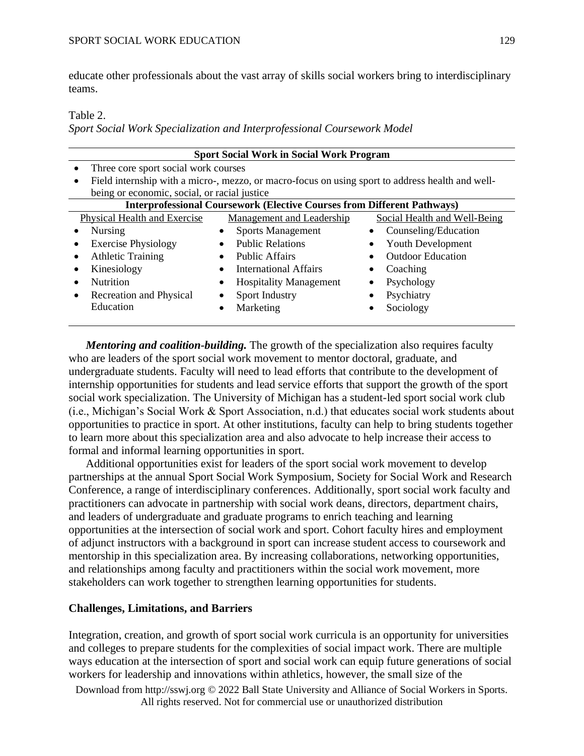educate other professionals about the vast array of skills social workers bring to interdisciplinary teams.

Table 2.
*Sport Social Work Specialization and Interprofessional Coursework Model*

| **Sport Social Work in Social Work Program** | | |
|---|---|---|
| • Three core sport social work courses<br>• Field internship with a micro-, mezzo, or macro-focus on using sport to address health and well-being or economic, social, or racial justice | | |
| **Interprofessional Coursework (Elective Courses from Different Pathways)** | | |
| Physical Health and Exercise | Management and Leadership | Social Health and Well-Being |
| • Nursing | • Sports Management | • Counseling/Education |
| • Exercise Physiology | • Public Relations | • Youth Development |
| • Athletic Training | • Public Affairs | • Outdoor Education |
| • Kinesiology | • International Affairs | • Coaching |
| • Nutrition | • Hospitality Management | • Psychology |
| • Recreation and Physical Education | • Sport Industry | • Psychiatry |
| | • Marketing | • Sociology |

***Mentoring and coalition-building.*** The growth of the specialization also requires faculty who are leaders of the sport social work movement to mentor doctoral, graduate, and undergraduate students. Faculty will need to lead efforts that contribute to the development of internship opportunities for students and lead service efforts that support the growth of the sport social work specialization. The University of Michigan has a student-led sport social work club (i.e., Michigan's Social Work & Sport Association, n.d.) that educates social work students about opportunities to practice in sport. At other institutions, faculty can help to bring students together to learn more about this specialization area and also advocate to help increase their access to formal and informal learning opportunities in sport.

Additional opportunities exist for leaders of the sport social work movement to develop partnerships at the annual Sport Social Work Symposium, Society for Social Work and Research Conference, a range of interdisciplinary conferences. Additionally, sport social work faculty and practitioners can advocate in partnership with social work deans, directors, department chairs, and leaders of undergraduate and graduate programs to enrich teaching and learning opportunities at the intersection of social work and sport. Cohort faculty hires and employment of adjunct instructors with a background in sport can increase student access to coursework and mentorship in this specialization area. By increasing collaborations, networking opportunities, and relationships among faculty and practitioners within the social work movement, more stakeholders can work together to strengthen learning opportunities for students.

## Challenges, Limitations, and Barriers

Integration, creation, and growth of sport social work curricula is an opportunity for universities and colleges to prepare students for the complexities of social impact work. There are multiple ways education at the intersection of sport and social work can equip future generations of social workers for leadership and innovations within athletics, however, the small size of the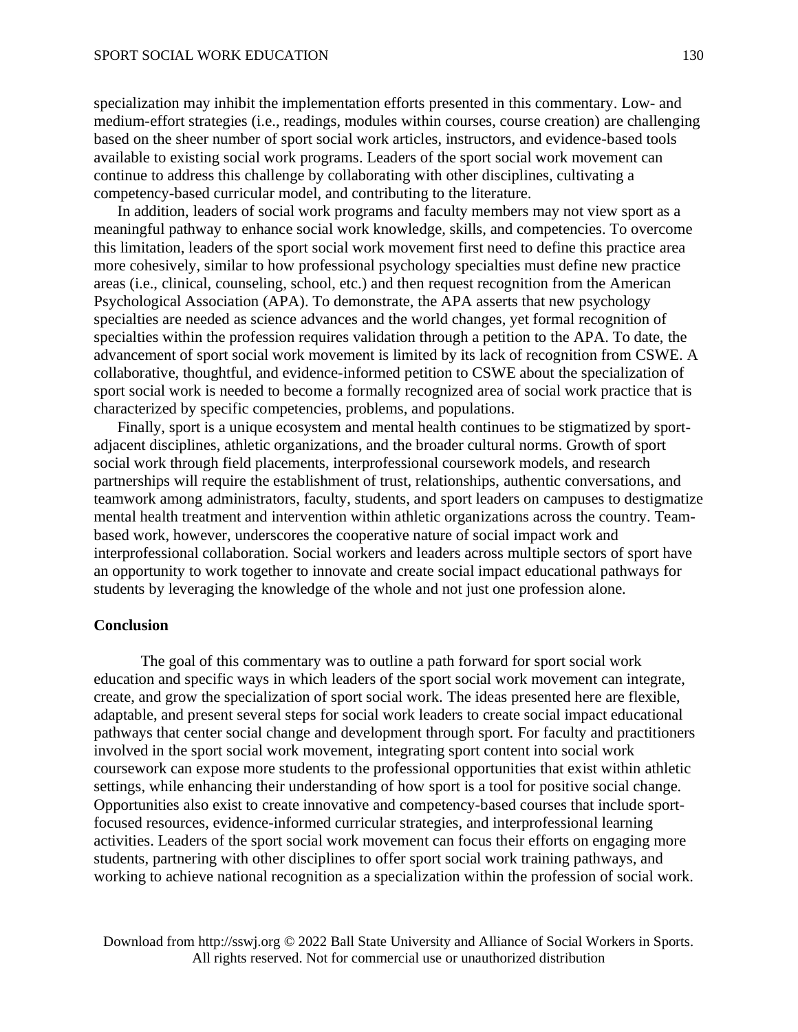specialization may inhibit the implementation efforts presented in this commentary. Low- and medium-effort strategies (i.e., readings, modules within courses, course creation) are challenging based on the sheer number of sport social work articles, instructors, and evidence-based tools available to existing social work programs. Leaders of the sport social work movement can continue to address this challenge by collaborating with other disciplines, cultivating a competency-based curricular model, and contributing to the literature.

In addition, leaders of social work programs and faculty members may not view sport as a meaningful pathway to enhance social work knowledge, skills, and competencies. To overcome this limitation, leaders of the sport social work movement first need to define this practice area more cohesively, similar to how professional psychology specialties must define new practice areas (i.e., clinical, counseling, school, etc.) and then request recognition from the American Psychological Association (APA). To demonstrate, the APA asserts that new psychology specialties are needed as science advances and the world changes, yet formal recognition of specialties within the profession requires validation through a petition to the APA. To date, the advancement of sport social work movement is limited by its lack of recognition from CSWE. A collaborative, thoughtful, and evidence-informed petition to CSWE about the specialization of sport social work is needed to become a formally recognized area of social work practice that is characterized by specific competencies, problems, and populations.

Finally, sport is a unique ecosystem and mental health continues to be stigmatized by sport-adjacent disciplines, athletic organizations, and the broader cultural norms. Growth of sport social work through field placements, interprofessional coursework models, and research partnerships will require the establishment of trust, relationships, authentic conversations, and teamwork among administrators, faculty, students, and sport leaders on campuses to destigmatize mental health treatment and intervention within athletic organizations across the country. Team-based work, however, underscores the cooperative nature of social impact work and interprofessional collaboration. Social workers and leaders across multiple sectors of sport have an opportunity to work together to innovate and create social impact educational pathways for students by leveraging the knowledge of the whole and not just one profession alone.

## Conclusion

The goal of this commentary was to outline a path forward for sport social work education and specific ways in which leaders of the sport social work movement can integrate, create, and grow the specialization of sport social work. The ideas presented here are flexible, adaptable, and present several steps for social work leaders to create social impact educational pathways that center social change and development through sport. For faculty and practitioners involved in the sport social work movement, integrating sport content into social work coursework can expose more students to the professional opportunities that exist within athletic settings, while enhancing their understanding of how sport is a tool for positive social change. Opportunities also exist to create innovative and competency-based courses that include sport-focused resources, evidence-informed curricular strategies, and interprofessional learning activities. Leaders of the sport social work movement can focus their efforts on engaging more students, partnering with other disciplines to offer sport social work training pathways, and working to achieve national recognition as a specialization within the profession of social work.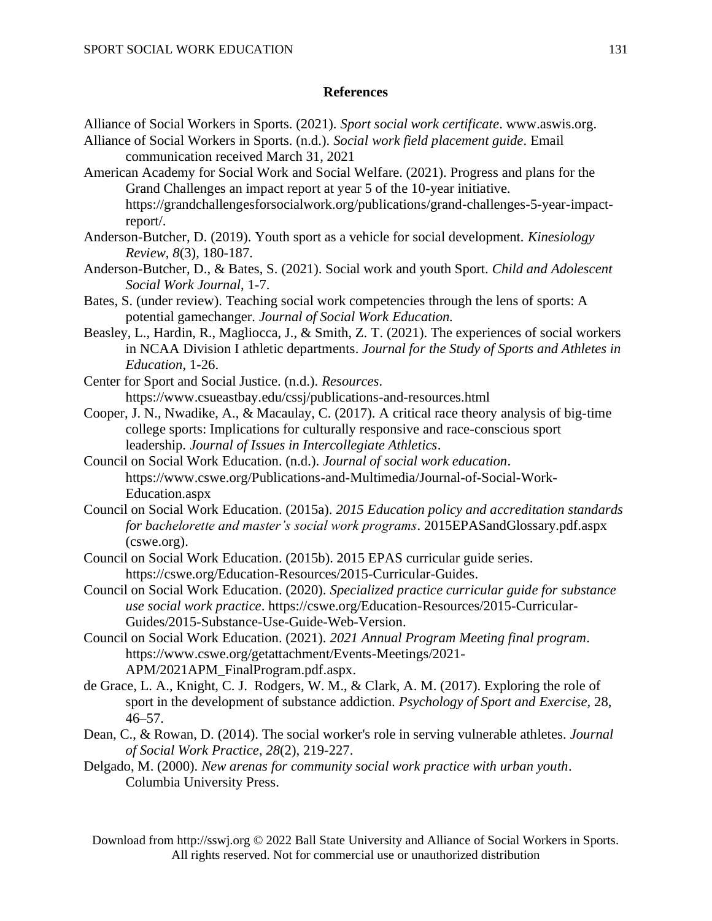## References

Alliance of Social Workers in Sports. (2021). *Sport social work certificate*. www.aswis.org.

Alliance of Social Workers in Sports. (n.d.). *Social work field placement guide*. Email communication received March 31, 2021

American Academy for Social Work and Social Welfare. (2021). Progress and plans for the Grand Challenges an impact report at year 5 of the 10-year initiative. https://grandchallengesforsocialwork.org/publications/grand-challenges-5-year-impact-report/.

Anderson-Butcher, D. (2019). Youth sport as a vehicle for social development. *Kinesiology Review*, *8*(3), 180-187.

Anderson-Butcher, D., & Bates, S. (2021). Social work and youth Sport. *Child and Adolescent Social Work Journal*, 1-7.

Bates, S. (under review). Teaching social work competencies through the lens of sports: A potential gamechanger. *Journal of Social Work Education.*

Beasley, L., Hardin, R., Magliocca, J., & Smith, Z. T. (2021). The experiences of social workers in NCAA Division I athletic departments. *Journal for the Study of Sports and Athletes in Education*, 1-26.

Center for Sport and Social Justice. (n.d.). *Resources*. https://www.csueastbay.edu/cssj/publications-and-resources.html

Cooper, J. N., Nwadike, A., & Macaulay, C. (2017). A critical race theory analysis of big-time college sports: Implications for culturally responsive and race-conscious sport leadership. *Journal of Issues in Intercollegiate Athletics*.

Council on Social Work Education. (n.d.). *Journal of social work education*. https://www.cswe.org/Publications-and-Multimedia/Journal-of-Social-Work-Education.aspx

Council on Social Work Education. (2015a). *2015 Education policy and accreditation standards for bachelorette and master's social work programs*. 2015EPASandGlossary.pdf.aspx (cswe.org).

Council on Social Work Education. (2015b). 2015 EPAS curricular guide series. https://cswe.org/Education-Resources/2015-Curricular-Guides.

Council on Social Work Education. (2020). *Specialized practice curricular guide for substance use social work practice*. https://cswe.org/Education-Resources/2015-Curricular-Guides/2015-Substance-Use-Guide-Web-Version.

Council on Social Work Education. (2021). *2021 Annual Program Meeting final program*. https://www.cswe.org/getattachment/Events-Meetings/2021-APM/2021APM_FinalProgram.pdf.aspx.

de Grace, L. A., Knight, C. J. Rodgers, W. M., & Clark, A. M. (2017). Exploring the role of sport in the development of substance addiction. *Psychology of Sport and Exercise,* 28, 46–57.

Dean, C., & Rowan, D. (2014). The social worker's role in serving vulnerable athletes. *Journal of Social Work Practice*, *28*(2), 219-227.

Delgado, M. (2000). *New arenas for community social work practice with urban youth*. Columbia University Press.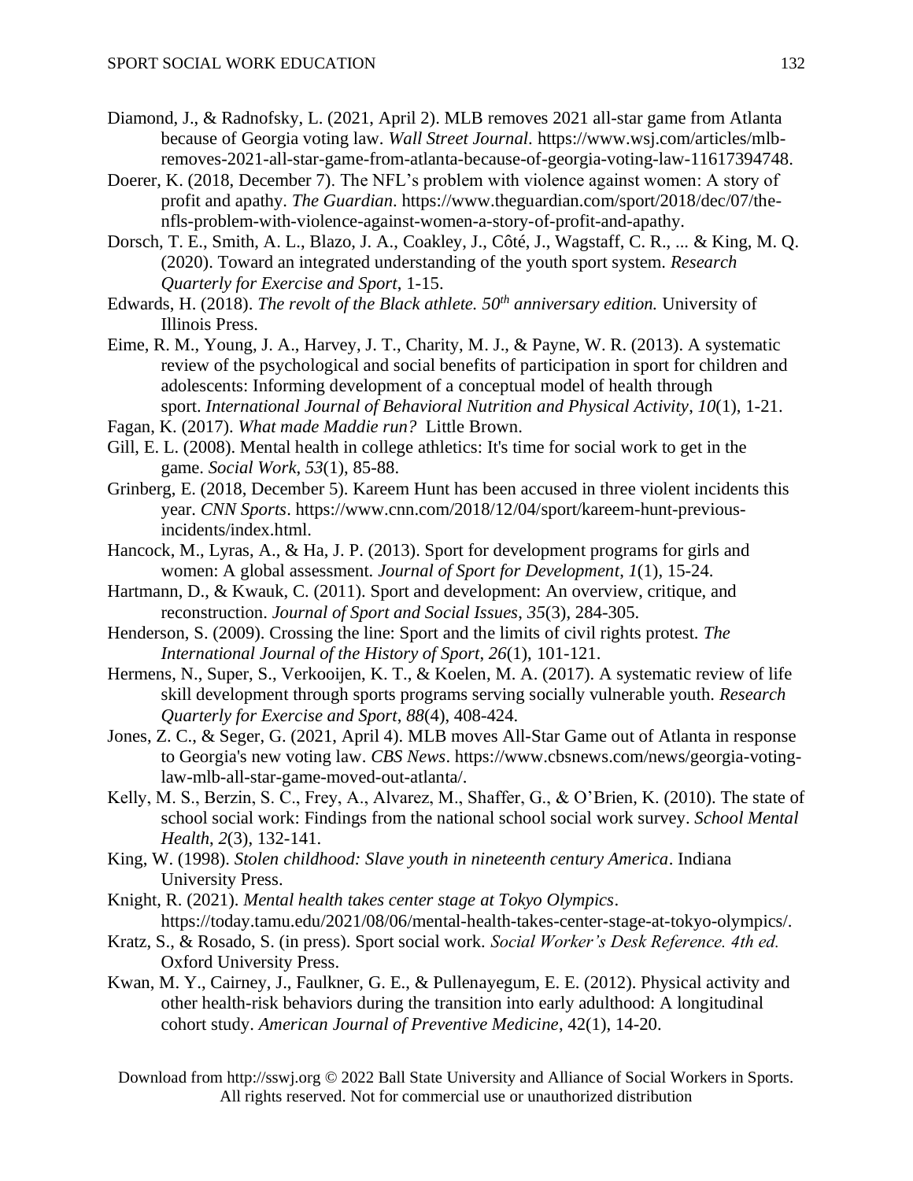Diamond, J., & Radnofsky, L. (2021, April 2). MLB removes 2021 all-star game from Atlanta because of Georgia voting law. *Wall Street Journal*. https://www.wsj.com/articles/mlb-removes-2021-all-star-game-from-atlanta-because-of-georgia-voting-law-11617394748.

Doerer, K. (2018, December 7). The NFL's problem with violence against women: A story of profit and apathy. *The Guardian*. https://www.theguardian.com/sport/2018/dec/07/the-nfls-problem-with-violence-against-women-a-story-of-profit-and-apathy.

Dorsch, T. E., Smith, A. L., Blazo, J. A., Coakley, J., Côté, J., Wagstaff, C. R., ... & King, M. Q. (2020). Toward an integrated understanding of the youth sport system. *Research Quarterly for Exercise and Sport*, 1-15.

Edwards, H. (2018). *The revolt of the Black athlete. 50th anniversary edition.* University of Illinois Press.

Eime, R. M., Young, J. A., Harvey, J. T., Charity, M. J., & Payne, W. R. (2013). A systematic review of the psychological and social benefits of participation in sport for children and adolescents: Informing development of a conceptual model of health through sport. *International Journal of Behavioral Nutrition and Physical Activity*, *10*(1), 1-21.

Fagan, K. (2017). *What made Maddie run?* Little Brown.

Gill, E. L. (2008). Mental health in college athletics: It's time for social work to get in the game. *Social Work*, *53*(1), 85-88.

Grinberg, E. (2018, December 5). Kareem Hunt has been accused in three violent incidents this year. *CNN Sports*. https://www.cnn.com/2018/12/04/sport/kareem-hunt-previous-incidents/index.html.

Hancock, M., Lyras, A., & Ha, J. P. (2013). Sport for development programs for girls and women: A global assessment. *Journal of Sport for Development*, *1*(1), 15-24.

Hartmann, D., & Kwauk, C. (2011). Sport and development: An overview, critique, and reconstruction. *Journal of Sport and Social Issues*, *35*(3), 284-305.

Henderson, S. (2009). Crossing the line: Sport and the limits of civil rights protest. *The International Journal of the History of Sport*, *26*(1), 101-121.

Hermens, N., Super, S., Verkooijen, K. T., & Koelen, M. A. (2017). A systematic review of life skill development through sports programs serving socially vulnerable youth. *Research Quarterly for Exercise and Sport*, *88*(4), 408-424.

Jones, Z. C., & Seger, G. (2021, April 4). MLB moves All-Star Game out of Atlanta in response to Georgia's new voting law. *CBS News*. https://www.cbsnews.com/news/georgia-voting-law-mlb-all-star-game-moved-out-atlanta/.

Kelly, M. S., Berzin, S. C., Frey, A., Alvarez, M., Shaffer, G., & O'Brien, K. (2010). The state of school social work: Findings from the national school social work survey. *School Mental Health*, *2*(3), 132-141.

King, W. (1998). *Stolen childhood: Slave youth in nineteenth century America*. Indiana University Press.

Knight, R. (2021). *Mental health takes center stage at Tokyo Olympics*. https://today.tamu.edu/2021/08/06/mental-health-takes-center-stage-at-tokyo-olympics/.

Kratz, S., & Rosado, S. (in press). Sport social work. *Social Worker's Desk Reference. 4th ed.* Oxford University Press.

Kwan, M. Y., Cairney, J., Faulkner, G. E., & Pullenayegum, E. E. (2012). Physical activity and other health-risk behaviors during the transition into early adulthood: A longitudinal cohort study. *American Journal of Preventive Medicine*, 42(1), 14-20.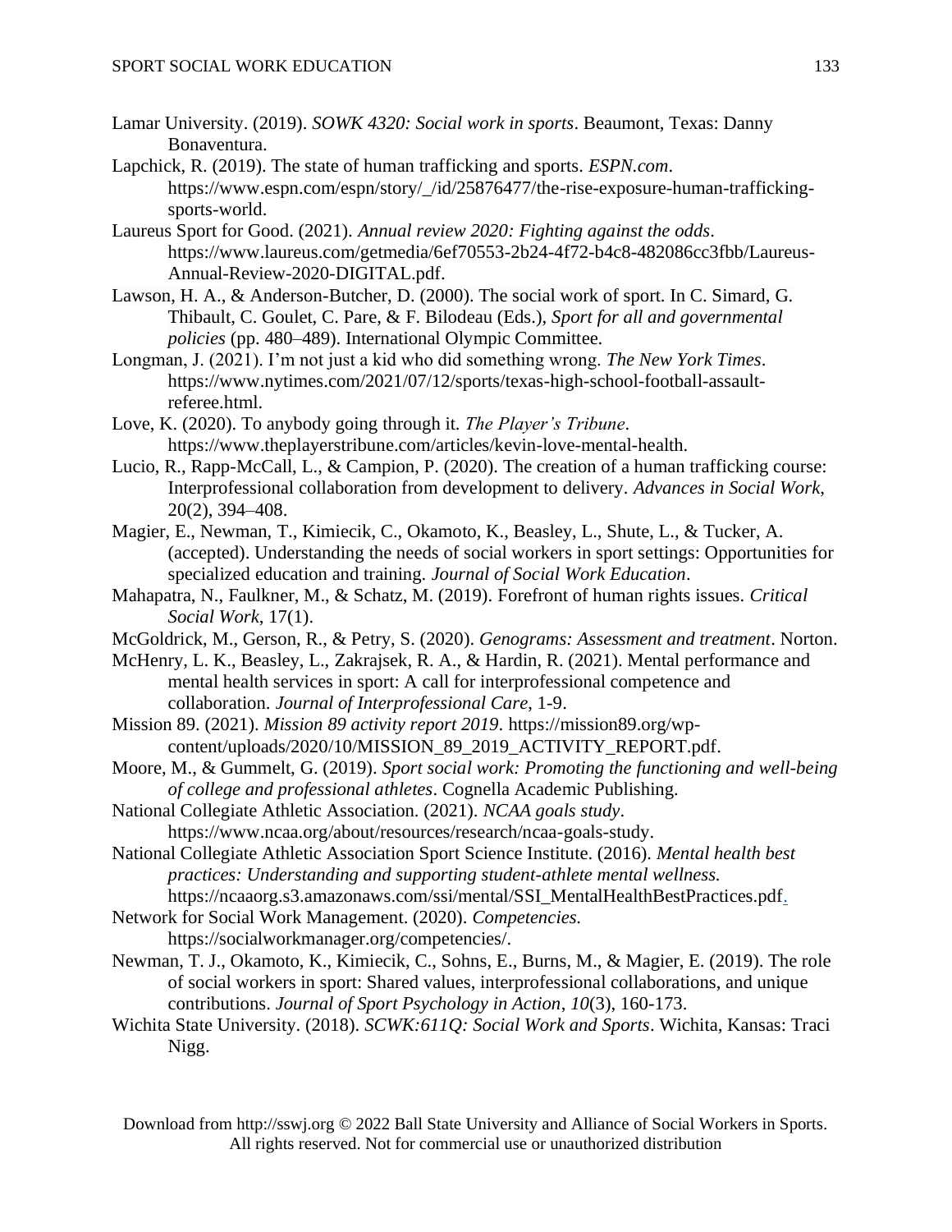Lamar University. (2019). *SOWK 4320: Social work in sports*. Beaumont, Texas: Danny Bonaventura.

Lapchick, R. (2019). The state of human trafficking and sports. *ESPN.com*. https://www.espn.com/espn/story/_/id/25876477/the-rise-exposure-human-trafficking-sports-world.

Laureus Sport for Good. (2021). *Annual review 2020: Fighting against the odds*. https://www.laureus.com/getmedia/6ef70553-2b24-4f72-b4c8-482086cc3fbb/Laureus-Annual-Review-2020-DIGITAL.pdf.

Lawson, H. A., & Anderson-Butcher, D. (2000). The social work of sport. In C. Simard, G. Thibault, C. Goulet, C. Pare, & F. Bilodeau (Eds.), *Sport for all and governmental policies* (pp. 480–489). International Olympic Committee.

Longman, J. (2021). I'm not just a kid who did something wrong. *The New York Times*. https://www.nytimes.com/2021/07/12/sports/texas-high-school-football-assault-referee.html.

Love, K. (2020). To anybody going through it. *The Player's Tribune*. https://www.theplayerstribune.com/articles/kevin-love-mental-health.

Lucio, R., Rapp-McCall, L., & Campion, P. (2020). The creation of a human trafficking course: Interprofessional collaboration from development to delivery. *Advances in Social Work*, 20(2), 394–408.

Magier, E., Newman, T., Kimiecik, C., Okamoto, K., Beasley, L., Shute, L., & Tucker, A. (accepted). Understanding the needs of social workers in sport settings: Opportunities for specialized education and training. *Journal of Social Work Education*.

Mahapatra, N., Faulkner, M., & Schatz, M. (2019). Forefront of human rights issues. *Critical Social Work*, 17(1).

McGoldrick, M., Gerson, R., & Petry, S. (2020). *Genograms: Assessment and treatment*. Norton.

McHenry, L. K., Beasley, L., Zakrajsek, R. A., & Hardin, R. (2021). Mental performance and mental health services in sport: A call for interprofessional competence and collaboration. *Journal of Interprofessional Care*, 1-9.

Mission 89. (2021). *Mission 89 activity report 2019*. https://mission89.org/wp-content/uploads/2020/10/MISSION_89_2019_ACTIVITY_REPORT.pdf.

Moore, M., & Gummelt, G. (2019). *Sport social work: Promoting the functioning and well-being of college and professional athletes*. Cognella Academic Publishing.

National Collegiate Athletic Association. (2021). *NCAA goals study*. https://www.ncaa.org/about/resources/research/ncaa-goals-study.

National Collegiate Athletic Association Sport Science Institute. (2016). *Mental health best practices: Understanding and supporting student-athlete mental wellness.* https://ncaaorg.s3.amazonaws.com/ssi/mental/SSI_MentalHealthBestPractices.pdf.

Network for Social Work Management. (2020). *Competencies.* https://socialworkmanager.org/competencies/.

Newman, T. J., Okamoto, K., Kimiecik, C., Sohns, E., Burns, M., & Magier, E. (2019). The role of social workers in sport: Shared values, interprofessional collaborations, and unique contributions. *Journal of Sport Psychology in Action*, *10*(3), 160-173.

Wichita State University. (2018). *SCWK:611Q: Social Work and Sports*. Wichita, Kansas: Traci Nigg.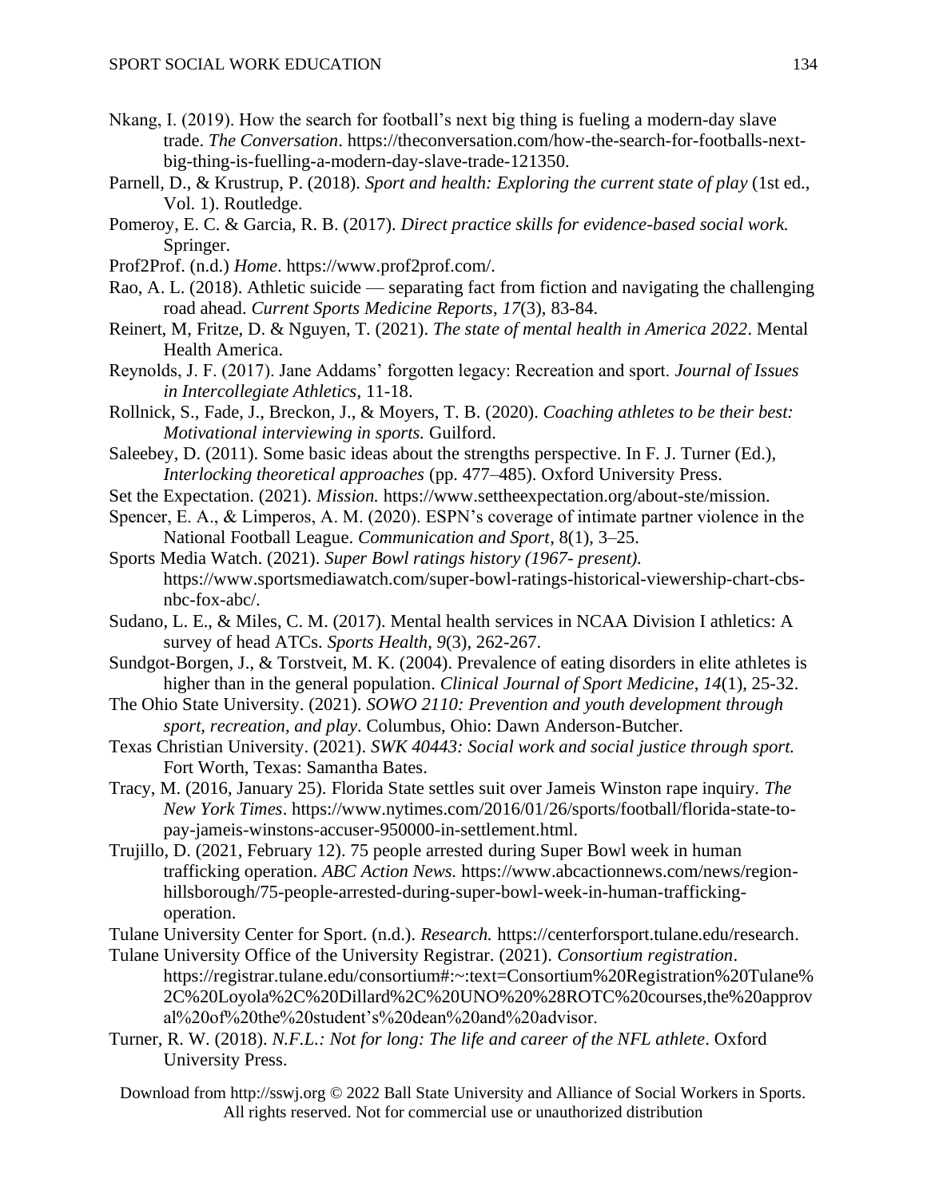Nkang, I. (2019). How the search for football's next big thing is fueling a modern-day slave trade. *The Conversation*. https://theconversation.com/how-the-search-for-footballs-next-big-thing-is-fuelling-a-modern-day-slave-trade-121350.

Parnell, D., & Krustrup, P. (2018). *Sport and health: Exploring the current state of play* (1st ed., Vol. 1). Routledge.

Pomeroy, E. C. & Garcia, R. B. (2017). *Direct practice skills for evidence-based social work.* Springer.

Prof2Prof. (n.d.) *Home*. https://www.prof2prof.com/.

Rao, A. L. (2018). Athletic suicide — separating fact from fiction and navigating the challenging road ahead. *Current Sports Medicine Reports*, *17*(3), 83-84.

Reinert, M, Fritze, D. & Nguyen, T. (2021). *The state of mental health in America 2022*. Mental Health America.

Reynolds, J. F. (2017). Jane Addams' forgotten legacy: Recreation and sport. *Journal of Issues in Intercollegiate Athletics*, 11-18.

Rollnick, S., Fade, J., Breckon, J., & Moyers, T. B. (2020). *Coaching athletes to be their best: Motivational interviewing in sports.* Guilford.

Saleebey, D. (2011). Some basic ideas about the strengths perspective. In F. J. Turner (Ed.), *Interlocking theoretical approaches* (pp. 477–485). Oxford University Press.

Set the Expectation. (2021). *Mission.* https://www.settheexpectation.org/about-ste/mission.

Spencer, E. A., & Limperos, A. M. (2020). ESPN's coverage of intimate partner violence in the National Football League. *Communication and Sport*, 8(1), 3–25.

Sports Media Watch. (2021). *Super Bowl ratings history (1967- present).* https://www.sportsmediawatch.com/super-bowl-ratings-historical-viewership-chart-cbs-nbc-fox-abc/.

Sudano, L. E., & Miles, C. M. (2017). Mental health services in NCAA Division I athletics: A survey of head ATCs. *Sports Health*, *9*(3), 262-267.

Sundgot-Borgen, J., & Torstveit, M. K. (2004). Prevalence of eating disorders in elite athletes is higher than in the general population. *Clinical Journal of Sport Medicine*, *14*(1), 25-32.

The Ohio State University. (2021). *SOWO 2110: Prevention and youth development through sport, recreation, and play*. Columbus, Ohio: Dawn Anderson-Butcher.

Texas Christian University. (2021). *SWK 40443: Social work and social justice through sport.* Fort Worth, Texas: Samantha Bates.

Tracy, M. (2016, January 25). Florida State settles suit over Jameis Winston rape inquiry. *The New York Times*. https://www.nytimes.com/2016/01/26/sports/football/florida-state-to-pay-jameis-winstons-accuser-950000-in-settlement.html.

Trujillo, D. (2021, February 12). 75 people arrested during Super Bowl week in human trafficking operation. *ABC Action News.* https://www.abcactionnews.com/news/region-hillsborough/75-people-arrested-during-super-bowl-week-in-human-trafficking-operation.

Tulane University Center for Sport. (n.d.). *Research.* https://centerforsport.tulane.edu/research.

Tulane University Office of the University Registrar. (2021). *Consortium registration*. https://registrar.tulane.edu/consortium#:~:text=Consortium%20Registration%20Tulane%2C%20Loyola%2C%20Dillard%2C%20UNO%20%28ROTC%20courses,the%20approval%20of%20the%20student's%20dean%20and%20advisor.

Turner, R. W. (2018). *N.F.L.: Not for long: The life and career of the NFL athlete*. Oxford University Press.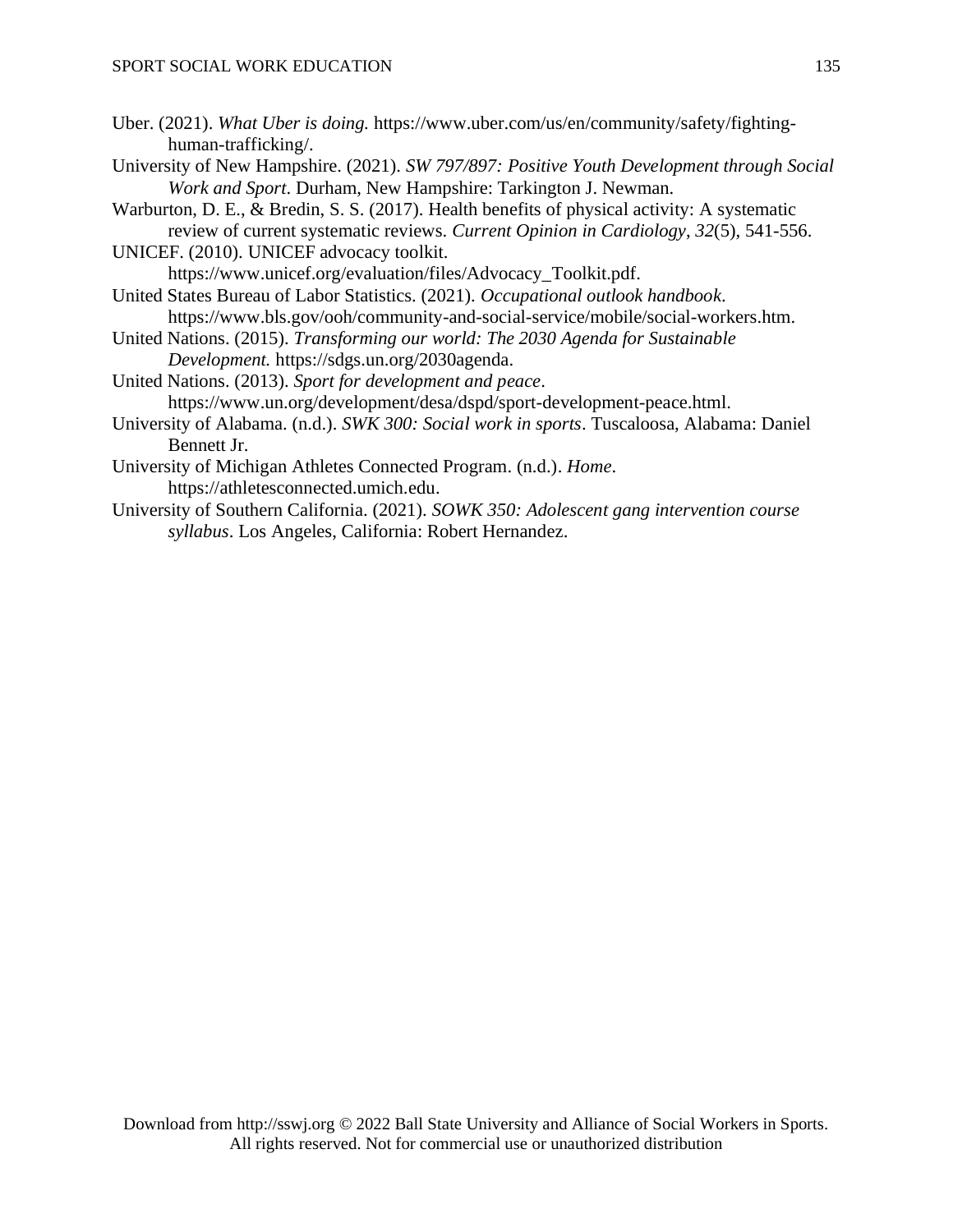Uber. (2021). *What Uber is doing.* https://www.uber.com/us/en/community/safety/fighting-human-trafficking/.

University of New Hampshire. (2021). *SW 797/897: Positive Youth Development through Social Work and Sport*. Durham, New Hampshire: Tarkington J. Newman.

Warburton, D. E., & Bredin, S. S. (2017). Health benefits of physical activity: A systematic review of current systematic reviews. *Current Opinion in Cardiology*, *32*(5), 541-556.

UNICEF. (2010). UNICEF advocacy toolkit. https://www.unicef.org/evaluation/files/Advocacy_Toolkit.pdf.

United States Bureau of Labor Statistics. (2021). *Occupational outlook handbook*. https://www.bls.gov/ooh/community-and-social-service/mobile/social-workers.htm.

United Nations. (2015). *Transforming our world: The 2030 Agenda for Sustainable Development.* https://sdgs.un.org/2030agenda.

United Nations. (2013). *Sport for development and peace*. https://www.un.org/development/desa/dspd/sport-development-peace.html.

University of Alabama. (n.d.). *SWK 300: Social work in sports*. Tuscaloosa, Alabama: Daniel Bennett Jr.

University of Michigan Athletes Connected Program. (n.d.). *Home*. https://athletesconnected.umich.edu.

University of Southern California. (2021). *SOWK 350: Adolescent gang intervention course syllabus*. Los Angeles, California: Robert Hernandez.